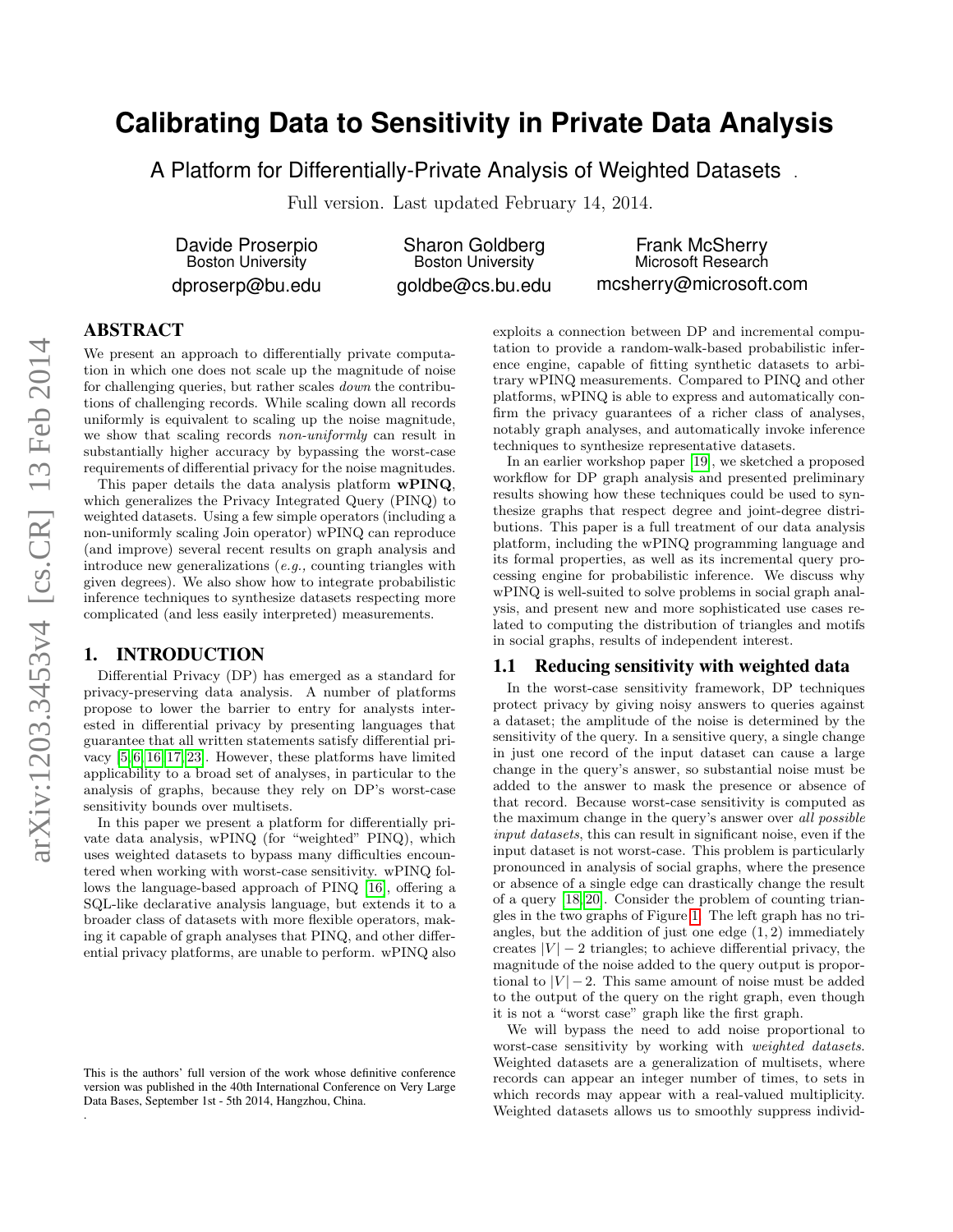# Calibrating Data to Sensitivity in Private Data Analysis

## A Platform for Differentially-Private Analysis of Weighted Datasets .

Full version. Last updated February 14, 2014.

Davide Proserpio
Boston University
dproserp@bu.edu

Sharon Goldberg
Boston University
goldbe@cs.bu.edu

Frank McSherry
Microsoft Research
mcsherry@microsoft.com

## ABSTRACT

We present an approach to differentially private computation in which one does not scale up the magnitude of noise for challenging queries, but rather scales *down* the contributions of challenging records. While scaling down all records uniformly is equivalent to scaling up the noise magnitude, we show that scaling records *non-uniformly* can result in substantially higher accuracy by bypassing the worst-case requirements of differential privacy for the noise magnitudes.

This paper details the data analysis platform **wPINQ**, which generalizes the Privacy Integrated Query (PINQ) to weighted datasets. Using a few simple operators (including a non-uniformly scaling Join operator) wPINQ can reproduce (and improve) several recent results on graph analysis and introduce new generalizations (*e.g.,* counting triangles with given degrees). We also show how to integrate probabilistic inference techniques to synthesize datasets respecting more complicated (and less easily interpreted) measurements.

## 1. INTRODUCTION

Differential Privacy (DP) has emerged as a standard for privacy-preserving data analysis. A number of platforms propose to lower the barrier to entry for analysts interested in differential privacy by presenting languages that guarantee that all written statements satisfy differential privacy [5, 6, 16, 17, 23]. However, these platforms have limited applicability to a broad set of analyses, in particular to the analysis of graphs, because they rely on DP's worst-case sensitivity bounds over multisets.

In this paper we present a platform for differentially private data analysis, wPINQ (for "weighted" PINQ), which uses weighted datasets to bypass many difficulties encountered when working with worst-case sensitivity. wPINQ follows the language-based approach of PINQ [16], offering a SQL-like declarative analysis language, but extends it to a broader class of datasets with more flexible operators, making it capable of graph analyses that PINQ, and other differential privacy platforms, are unable to perform. wPINQ also exploits a connection between DP and incremental computation to provide a random-walk-based probabilistic inference engine, capable of fitting synthetic datasets to arbitrary wPINQ measurements. Compared to PINQ and other platforms, wPINQ is able to express and automatically confirm the privacy guarantees of a richer class of analyses, notably graph analyses, and automatically invoke inference techniques to synthesize representative datasets.

In an earlier workshop paper [19], we sketched a proposed workflow for DP graph analysis and presented preliminary results showing how these techniques could be used to synthesize graphs that respect degree and joint-degree distributions. This paper is a full treatment of our data analysis platform, including the wPINQ programming language and its formal properties, as well as its incremental query processing engine for probabilistic inference. We discuss why wPINQ is well-suited to solve problems in social graph analysis, and present new and more sophisticated use cases related to computing the distribution of triangles and motifs in social graphs, results of independent interest.

### 1.1 Reducing sensitivity with weighted data

In the worst-case sensitivity framework, DP techniques protect privacy by giving noisy answers to queries against a dataset; the amplitude of the noise is determined by the sensitivity of the query. In a sensitive query, a single change in just one record of the input dataset can cause a large change in the query's answer, so substantial noise must be added to the answer to mask the presence or absence of that record. Because worst-case sensitivity is computed as the maximum change in the query's answer over *all possible input datasets*, this can result in significant noise, even if the input dataset is not worst-case. This problem is particularly pronounced in analysis of social graphs, where the presence or absence of a single edge can drastically change the result of a query [18, 20]. Consider the problem of counting triangles in the two graphs of Figure 1. The left graph has no triangles, but the addition of just one edge $(1, 2)$ immediately creates $|V| - 2$ triangles; to achieve differential privacy, the magnitude of the noise added to the query output is proportional to $|V| - 2$. This same amount of noise must be added to the output of the query on the right graph, even though it is not a "worst case" graph like the first graph.

We will bypass the need to add noise proportional to worst-case sensitivity by working with *weighted datasets*. Weighted datasets are a generalization of multisets, where records can appear an integer number of times, to sets in which records may appear with a real-valued multiplicity. Weighted datasets allows us to smoothly suppress individ-

This is the authors' full version of the work whose definitive conference version was published in the 40th International Conference on Very Large Data Bases, September 1st - 5th 2014, Hangzhou, China.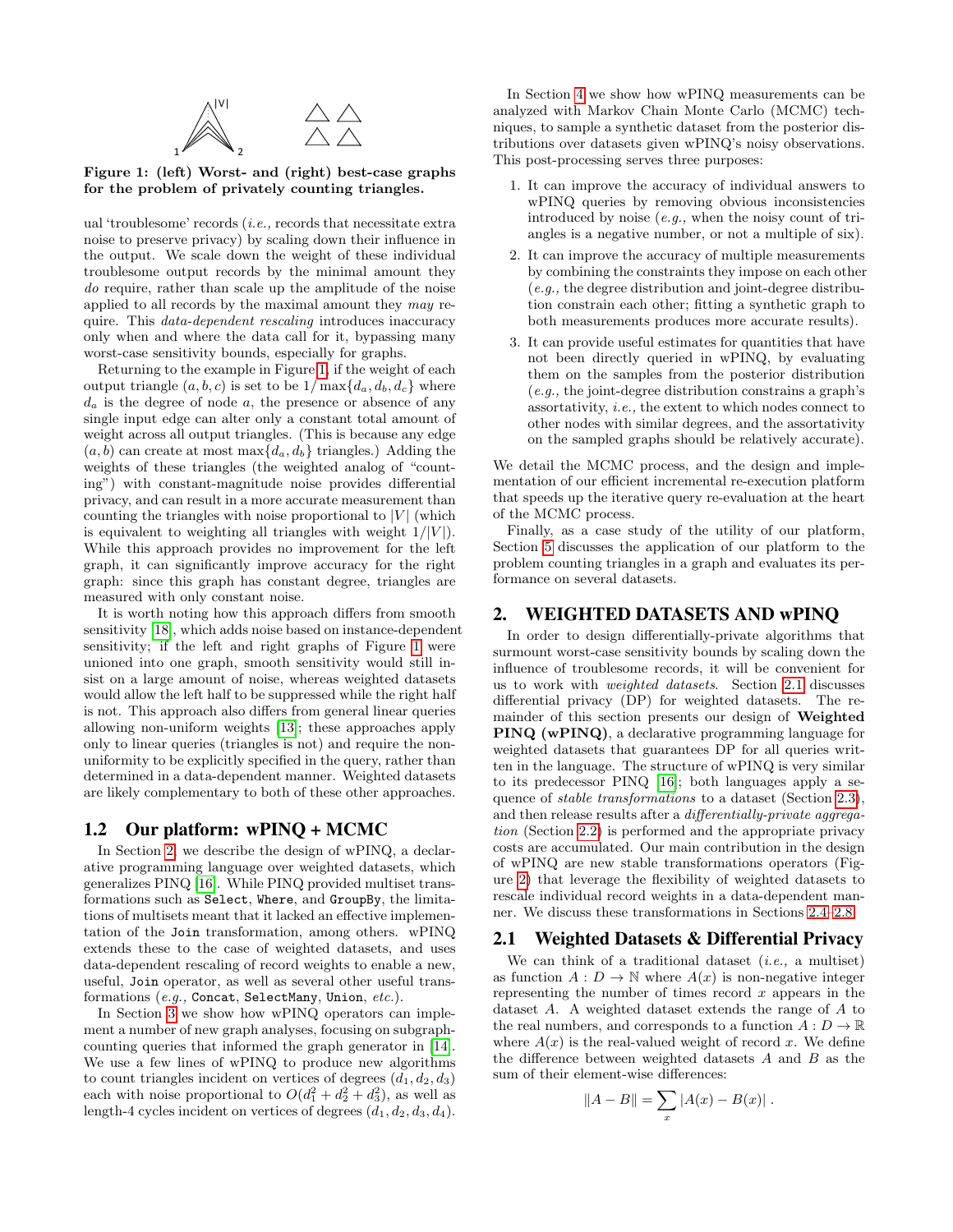Figure 1: (left) Worst- and (right) best-case graphs for the problem of privately counting triangles.

ual 'troublesome' records (*i.e.,* records that necessitate extra noise to preserve privacy) by scaling down their influence in the output. We scale down the weight of these individual troublesome output records by the minimal amount they *do* require, rather than scale up the amplitude of the noise applied to all records by the maximal amount they *may* require. This *data-dependent rescaling* introduces inaccuracy only when and where the data call for it, bypassing many worst-case sensitivity bounds, especially for graphs.

Returning to the example in Figure 1, if the weight of each output triangle $(a, b, c)$ is set to be $1/\max\{d_a, d_b, d_c\}$ where $d_a$ is the degree of node $a$, the presence or absence of any single input edge can alter only a constant total amount of weight across all output triangles. (This is because any edge $(a, b)$ can create at most $\max\{d_a, d_b\}$ triangles.) Adding the weights of these triangles (the weighted analog of "counting") with constant-magnitude noise provides differential privacy, and can result in a more accurate measurement than counting the triangles with noise proportional to $|V|$ (which is equivalent to weighting all triangles with weight $1/|V|$). While this approach provides no improvement for the left graph, it can significantly improve accuracy for the right graph: since this graph has constant degree, triangles are measured with only constant noise.

It is worth noting how this approach differs from smooth sensitivity [18], which adds noise based on instance-dependent sensitivity; if the left and right graphs of Figure 1 were unioned into one graph, smooth sensitivity would still insist on a large amount of noise, whereas weighted datasets would allow the left half to be suppressed while the right half is not. This approach also differs from general linear queries allowing non-uniform weights [13]; these approaches apply only to linear queries (triangles is not) and require the non-uniformity to be explicitly specified in the query, rather than determined in a data-dependent manner. Weighted datasets are likely complementary to both of these other approaches.

### 1.2 Our platform: wPINQ + MCMC

In Section 2, we describe the design of wPINQ, a declarative programming language over weighted datasets, which generalizes PINQ [16]. While PINQ provided multiset transformations such as `Select`, `Where`, and `GroupBy`, the limitations of multisets meant that it lacked an effective implementation of the `Join` transformation, among others. wPINQ extends these to the case of weighted datasets, and uses data-dependent rescaling of record weights to enable a new, useful, `Join` operator, as well as several other useful transformations (*e.g.,* `Concat`, `SelectMany`, `Union`, *etc.*).

In Section 3 we show how wPINQ operators can implement a number of new graph analyses, focusing on subgraph-counting queries that informed the graph generator in [14]. We use a few lines of wPINQ to produce new algorithms to count triangles incident on vertices of degrees $(d_1, d_2, d_3)$ each with noise proportional to $O(d_1^2 + d_2^2 + d_3^2)$, as well as length-4 cycles incident on vertices of degrees $(d_1, d_2, d_3, d_4)$.

In Section 4 we show how wPINQ measurements can be analyzed with Markov Chain Monte Carlo (MCMC) techniques, to sample a synthetic dataset from the posterior distributions over datasets given wPINQ's noisy observations. This post-processing serves three purposes:

1. It can improve the accuracy of individual answers to wPINQ queries by removing obvious inconsistencies introduced by noise (*e.g.,* when the noisy count of triangles is a negative number, or not a multiple of six).
2. It can improve the accuracy of multiple measurements by combining the constraints they impose on each other (*e.g.,* the degree distribution and joint-degree distribution constrain each other; fitting a synthetic graph to both measurements produces more accurate results).
3. It can provide useful estimates for quantities that have not been directly queried in wPINQ, by evaluating them on the samples from the posterior distribution (*e.g.,* the joint-degree distribution constrains a graph's assortativity, *i.e.,* the extent to which nodes connect to other nodes with similar degrees, and the assortativity on the sampled graphs should be relatively accurate).

We detail the MCMC process, and the design and implementation of our efficient incremental re-execution platform that speeds up the iterative query re-evaluation at the heart of the MCMC process.

Finally, as a case study of the utility of our platform, Section 5 discusses the application of our platform to the problem counting triangles in a graph and evaluates its performance on several datasets.

## 2. WEIGHTED DATASETS AND wPINQ

In order to design differentially-private algorithms that surmount worst-case sensitivity bounds by scaling down the influence of troublesome records, it will be convenient for us to work with *weighted datasets*. Section 2.1 discusses differential privacy (DP) for weighted datasets. The remainder of this section presents our design of **Weighted PINQ (wPINQ)**, a declarative programming language for weighted datasets that guarantees DP for all queries written in the language. The structure of wPINQ is very similar to its predecessor PINQ [16]; both languages apply a sequence of *stable transformations* to a dataset (Section 2.3), and then release results after a *differentially-private aggregation* (Section 2.2) is performed and the appropriate privacy costs are accumulated. Our main contribution in the design of wPINQ are new stable transformations operators (Figure 2) that leverage the flexibility of weighted datasets to rescale individual record weights in a data-dependent manner. We discuss these transformations in Sections 2.4–2.8.

### 2.1 Weighted Datasets & Differential Privacy

We can think of a traditional dataset (*i.e.,* a multiset) as function $A : D \to \mathbb{N}$ where $A(x)$ is non-negative integer representing the number of times record $x$ appears in the dataset $A$. A weighted dataset extends the range of $A$ to the real numbers, and corresponds to a function $A : D \to \mathbb{R}$ where $A(x)$ is the real-valued weight of record $x$. We define the difference between weighted datasets $A$ and $B$ as the sum of their element-wise differences:

$$\|A - B\| = \sum_x |A(x) - B(x)| \ .$$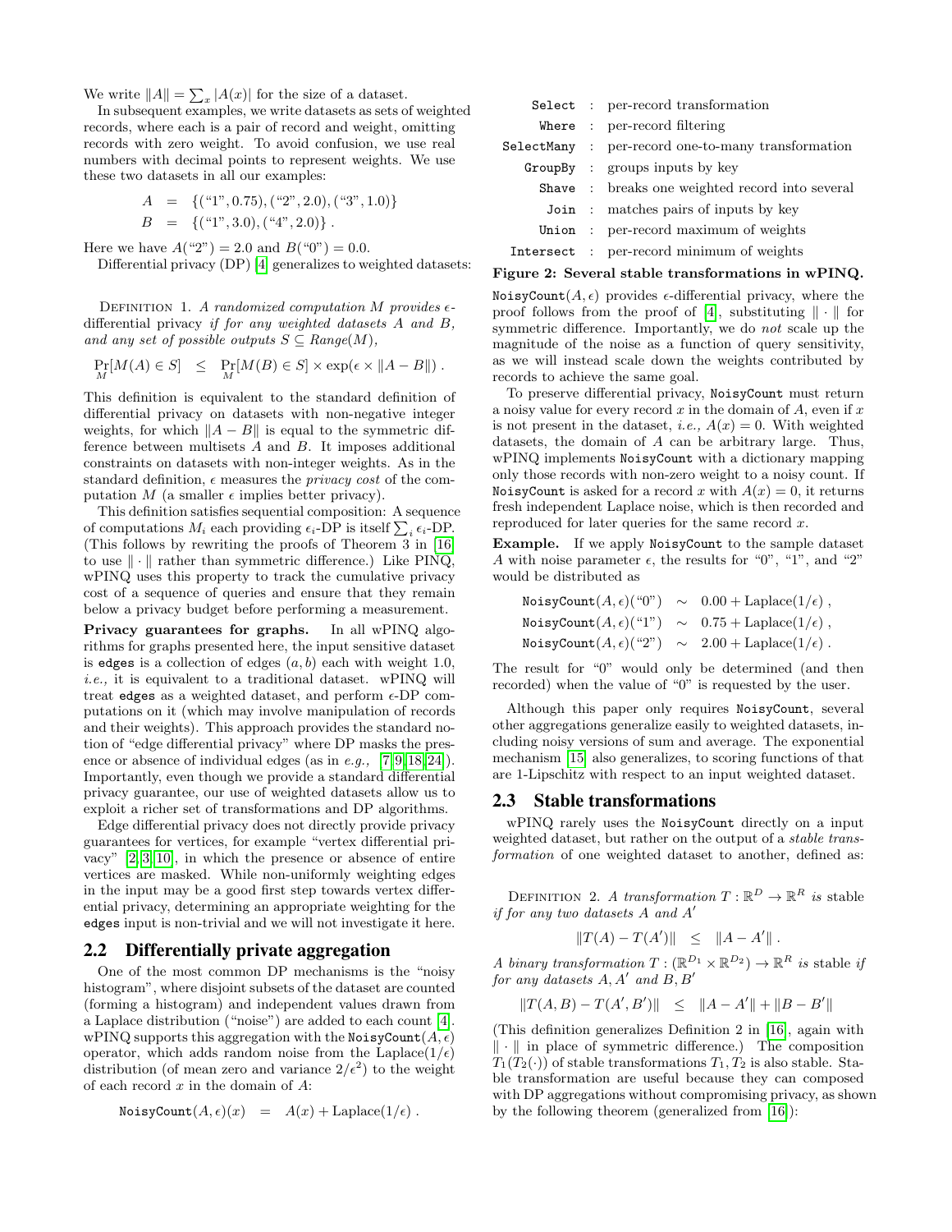We write $\|A\| = \sum_x |A(x)|$ for the size of a dataset.

In subsequent examples, we write datasets as sets of weighted records, where each is a pair of record and weight, omitting records with zero weight. To avoid confusion, we use real numbers with decimal points to represent weights. We use these two datasets in all our examples:

$$A = \{(\text{"1"}, 0.75), (\text{"2"}, 2.0), (\text{"3"}, 1.0)\}$$
$$B = \{(\text{"1"}, 3.0), (\text{"4"}, 2.0)\} .$$

Here we have $A(\text{"2"}) = 2.0$ and $B(\text{"0"}) = 0.0$.

Differential privacy (DP) [4] generalizes to weighted datasets:

Definition 1. *A randomized computation $M$ provides $\epsilon$-differential privacy if for any weighted datasets $A$ and $B$, and any set of possible outputs $S \subseteq Range(M)$,*

$$\Pr_M[M(A) \in S] \leq \Pr_M[M(B) \in S] \times \exp(\epsilon \times \|A - B\|) .$$

This definition is equivalent to the standard definition of differential privacy on datasets with non-negative integer weights, for which $\|A - B\|$ is equal to the symmetric difference between multisets $A$ and $B$. It imposes additional constraints on datasets with non-integer weights. As in the standard definition, $\epsilon$ measures the *privacy cost* of the computation $M$ (a smaller $\epsilon$ implies better privacy).

This definition satisfies sequential composition: A sequence of computations $M_i$ each providing $\epsilon_i$-DP is itself $\sum_i \epsilon_i$-DP. (This follows by rewriting the proofs of Theorem 3 in [16] to use $\|\cdot\|$ rather than symmetric difference.) Like PINQ, wPINQ uses this property to track the cumulative privacy cost of a sequence of queries and ensure that they remain below a privacy budget before performing a measurement.

**Privacy guarantees for graphs.** In all wPINQ algorithms for graphs presented here, the input sensitive dataset is `edges` is a collection of edges $(a, b)$ each with weight 1.0, *i.e.,* it is equivalent to a traditional dataset. wPINQ will treat `edges` as a weighted dataset, and perform $\epsilon$-DP computations on it (which may involve manipulation of records and their weights). This approach provides the standard notion of "edge differential privacy" where DP masks the presence or absence of individual edges (as in *e.g.,* [7, 9, 18, 24]). Importantly, even though we provide a standard differential privacy guarantee, our use of weighted datasets allow us to exploit a richer set of transformations and DP algorithms.

Edge differential privacy does not directly provide privacy guarantees for vertices, for example "vertex differential privacy" [2, 3, 10], in which the presence or absence of entire vertices are masked. While non-uniformly weighting edges in the input may be a good first step towards vertex differential privacy, determining an appropriate weighting for the `edges` input is non-trivial and we will not investigate it here.

## 2.2 Differentially private aggregation

One of the most common DP mechanisms is the "noisy histogram", where disjoint subsets of the dataset are counted (forming a histogram) and independent values drawn from a Laplace distribution ("noise") are added to each count [4]. wPINQ supports this aggregation with the `NoisyCount`$(A, \epsilon)$ operator, which adds random noise from the Laplace$(1/\epsilon)$ distribution (of mean zero and variance $2/\epsilon^2$) to the weight of each record $x$ in the domain of $A$:

$$\texttt{NoisyCount}(A, \epsilon)(x) = A(x) + \text{Laplace}(1/\epsilon) .$$

| | | |
|---|---|---|
| `Select` | : | per-record transformation |
| `Where` | : | per-record filtering |
| `SelectMany` | : | per-record one-to-many transformation |
| `GroupBy` | : | groups inputs by key |
| `Shave` | : | breaks one weighted record into several |
| `Join` | : | matches pairs of inputs by key |
| `Union` | : | per-record maximum of weights |
| `Intersect` | : | per-record minimum of weights |

**Figure 2: Several stable transformations in wPINQ.**

`NoisyCount`$(A, \epsilon)$ provides $\epsilon$-differential privacy, where the proof follows from the proof of [4], substituting $\|\cdot\|$ for symmetric difference. Importantly, we do *not* scale up the magnitude of the noise as a function of query sensitivity, as we will instead scale down the weights contributed by records to achieve the same goal.

To preserve differential privacy, `NoisyCount` must return a noisy value for every record $x$ in the domain of $A$, even if $x$ is not present in the dataset, *i.e.,* $A(x) = 0$. With weighted datasets, the domain of $A$ can be arbitrary large. Thus, wPINQ implements `NoisyCount` with a dictionary mapping only those records with non-zero weight to a noisy count. If `NoisyCount` is asked for a record $x$ with $A(x) = 0$, it returns fresh independent Laplace noise, which is then recorded and reproduced for later queries for the same record $x$.

**Example.** If we apply `NoisyCount` to the sample dataset $A$ with noise parameter $\epsilon$, the results for "0", "1", and "2" would be distributed as

$$\texttt{NoisyCount}(A, \epsilon)(\text{"0"}) \sim 0.00 + \text{Laplace}(1/\epsilon) ,$$
$$\texttt{NoisyCount}(A, \epsilon)(\text{"1"}) \sim 0.75 + \text{Laplace}(1/\epsilon) ,$$
$$\texttt{NoisyCount}(A, \epsilon)(\text{"2"}) \sim 2.00 + \text{Laplace}(1/\epsilon) .$$

The result for "0" would only be determined (and then recorded) when the value of "0" is requested by the user.

Although this paper only requires `NoisyCount`, several other aggregations generalize easily to weighted datasets, including noisy versions of sum and average. The exponential mechanism [15] also generalizes, to scoring functions of that are 1-Lipschitz with respect to an input weighted dataset.

## 2.3 Stable transformations

wPINQ rarely uses the `NoisyCount` directly on a input weighted dataset, but rather on the output of a *stable transformation* of one weighted dataset to another, defined as:

Definition 2. *A transformation $T : \mathbb{R}^D \to \mathbb{R}^R$ is* stable *if for any two datasets $A$ and $A'$*

$$\|T(A) - T(A')\| \leq \|A - A'\| .$$

*A binary transformation $T : (\mathbb{R}^{D_1} \times \mathbb{R}^{D_2}) \to \mathbb{R}^R$ is stable if for any datasets $A, A'$ and $B, B'$*

$$\|T(A, B) - T(A', B')\| \leq \|A - A'\| + \|B - B'\|$$

(This definition generalizes Definition 2 in [16], again with $\|\cdot\|$ in place of symmetric difference.) The composition $T_1(T_2(\cdot))$ of stable transformations $T_1, T_2$ is also stable. Stable transformation are useful because they can composed with DP aggregations without compromising privacy, as shown by the following theorem (generalized from [16]):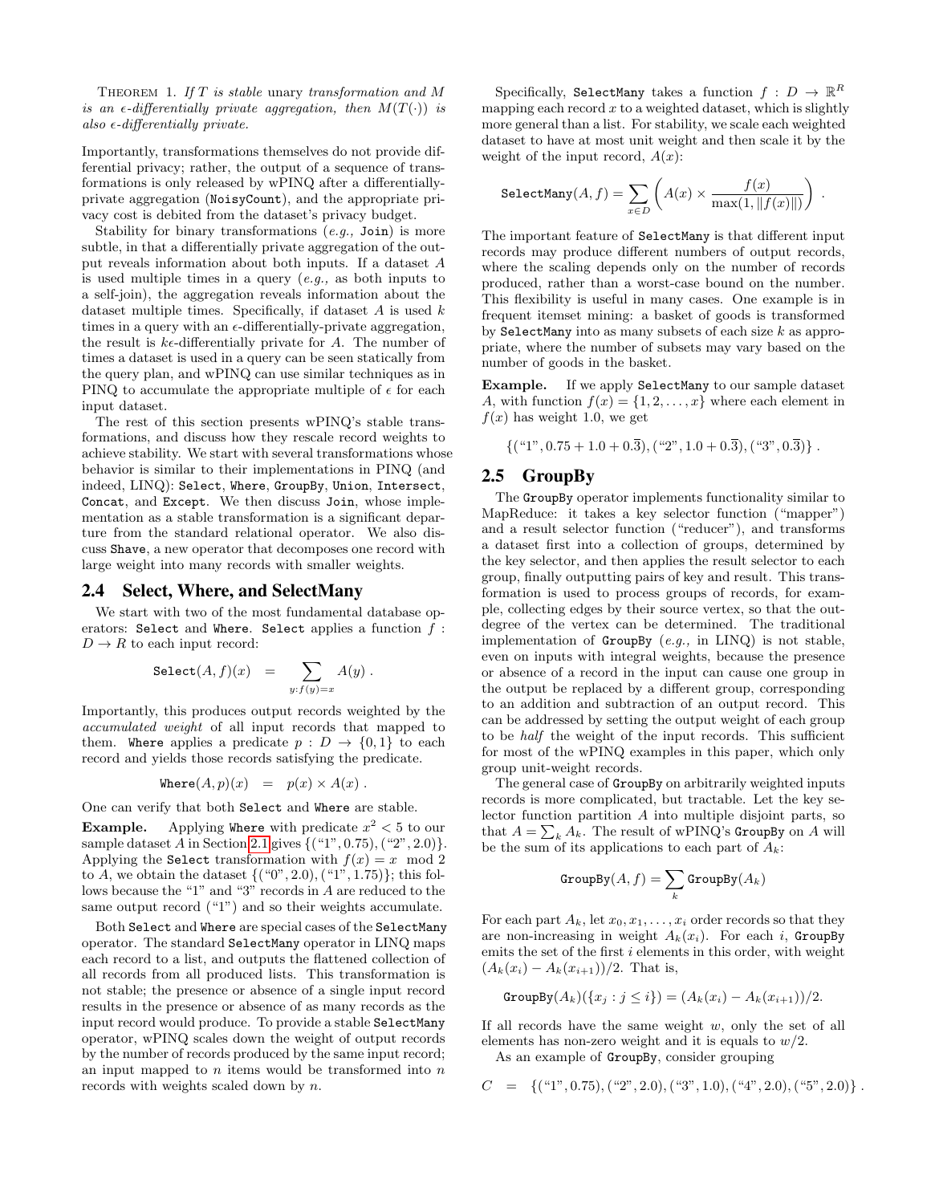THEOREM 1. *If $T$ is stable unary transformation and $M$ is an $\epsilon$-differentially private aggregation, then $M(T(\cdot))$ is also $\epsilon$-differentially private.*

Importantly, transformations themselves do not provide differential privacy; rather, the output of a sequence of transformations is only released by wPINQ after a differentially-private aggregation (`NoisyCount`), and the appropriate privacy cost is debited from the dataset's privacy budget.

Stability for binary transformations (*e.g.,* `Join`) is more subtle, in that a differentially private aggregation of the output reveals information about both inputs. If a dataset $A$ is used multiple times in a query (*e.g.,* as both inputs to a self-join), the aggregation reveals information about the dataset multiple times. Specifically, if dataset $A$ is used $k$ times in a query with an $\epsilon$-differentially-private aggregation, the result is $k\epsilon$-differentially private for $A$. The number of times a dataset is used in a query can be seen statically from the query plan, and wPINQ can use similar techniques as in PINQ to accumulate the appropriate multiple of $\epsilon$ for each input dataset.

The rest of this section presents wPINQ's stable transformations, and discuss how they rescale record weights to achieve stability. We start with several transformations whose behavior is similar to their implementations in PINQ (and indeed, LINQ): `Select`, `Where`, `GroupBy`, `Union`, `Intersect`, `Concat`, and `Except`. We then discuss `Join`, whose implementation as a stable transformation is a significant departure from the standard relational operator. We also discuss `Shave`, a new operator that decomposes one record with large weight into many records with smaller weights.

## 2.4 Select, Where, and SelectMany

We start with two of the most fundamental database operators: `Select` and `Where`. `Select` applies a function $f : D \to R$ to each input record:

$$\texttt{Select}(A, f)(x) \quad = \quad \sum_{y : f(y) = x} A(y) \; .$$

Importantly, this produces output records weighted by the *accumulated weight* of all input records that mapped to them. `Where` applies a predicate $p : D \to \{0, 1\}$ to each record and yields those records satisfying the predicate.

$$\texttt{Where}(A, p)(x) \quad = \quad p(x) \times A(x) \; .$$

One can verify that both `Select` and `Where` are stable.

**Example.** Applying `Where` with predicate $x^2 < 5$ to our sample dataset $A$ in Section 2.1 gives $\{(\text{“1”}, 0.75), (\text{“2”}, 2.0)\}$. Applying the `Select` transformation with $f(x) = x \mod 2$ to $A$, we obtain the dataset $\{(\text{“0”}, 2.0), (\text{“1”}, 1.75)\}$; this follows because the “1” and “3” records in $A$ are reduced to the same output record (“1”) and so their weights accumulate.

Both `Select` and `Where` are special cases of the `SelectMany` operator. The standard `SelectMany` operator in LINQ maps each record to a list, and outputs the flattened collection of all records from all produced lists. This transformation is not stable; the presence or absence of a single input record results in the presence or absence of as many records as the input record would produce. To provide a stable `SelectMany` operator, wPINQ scales down the weight of output records by the number of records produced by the same input record; an input mapped to $n$ items would be transformed into $n$ records with weights scaled down by $n$.

Specifically, `SelectMany` takes a function $f : D \to \mathbb{R}^R$ mapping each record $x$ to a weighted dataset, which is slightly more general than a list. For stability, we scale each weighted dataset to have at most unit weight and then scale it by the weight of the input record, $A(x)$:

$$\texttt{SelectMany}(A, f) = \sum_{x \in D} \left( A(x) \times \frac{f(x)}{\max(1, \|f(x)\|)} \right) \; .$$

The important feature of `SelectMany` is that different input records may produce different numbers of output records, where the scaling depends only on the number of records produced, rather than a worst-case bound on the number. This flexibility is useful in many cases. One example is in frequent itemset mining: a basket of goods is transformed by `SelectMany` into as many subsets of each size $k$ as appropriate, where the number of subsets may vary based on the number of goods in the basket.

**Example.** If we apply `SelectMany` to our sample dataset $A$, with function $f(x) = \{1, 2, \ldots, x\}$ where each element in $f(x)$ has weight 1.0, we get

$$\{(\text{“1”}, 0.75 + 1.0 + 0.\overline{3}), (\text{“2”}, 1.0 + 0.\overline{3}), (\text{“3”}, 0.\overline{3})\} \; .$$

## 2.5 GroupBy

The `GroupBy` operator implements functionality similar to MapReduce: it takes a key selector function (“mapper”) and a result selector function (“reducer”), and transforms a dataset first into a collection of groups, determined by the key selector, and then applies the result selector to each group, finally outputting pairs of key and result. This transformation is used to process groups of records, for example, collecting edges by their source vertex, so that the outdegree of the vertex can be determined. The traditional implementation of `GroupBy` (*e.g.,* in LINQ) is not stable, even on inputs with integral weights, because the presence or absence of a record in the input can cause one group in the output be replaced by a different group, corresponding to an addition and subtraction of an output record. This can be addressed by setting the output weight of each group to be *half* the weight of the input records. This sufficient for most of the wPINQ examples in this paper, which only group unit-weight records.

The general case of `GroupBy` on arbitrarily weighted inputs records is more complicated, but tractable. Let the key selector function partition $A$ into multiple disjoint parts, so that $A = \sum_k A_k$. The result of wPINQ's `GroupBy` on $A$ will be the sum of its applications to each part of $A_k$:

$$\texttt{GroupBy}(A, f) = \sum_k \texttt{GroupBy}(A_k)$$

For each part $A_k$, let $x_0, x_1, \ldots, x_i$ order records so that they are non-increasing in weight $A_k(x_i)$. For each $i$, `GroupBy` emits the set of the first $i$ elements in this order, with weight $(A_k(x_i) - A_k(x_{i+1}))/2$. That is,

$$\texttt{GroupBy}(A_k)(\{x_j : j \leq i\}) = (A_k(x_i) - A_k(x_{i+1}))/2.$$

If all records have the same weight $w$, only the set of all elements has non-zero weight and it is equals to $w/2$.

As an example of `GroupBy`, consider grouping

$$C \quad = \quad \{(\text{“1”}, 0.75), (\text{“2”}, 2.0), (\text{“3”}, 1.0), (\text{“4”}, 2.0), (\text{“5”}, 2.0)\} \; .$$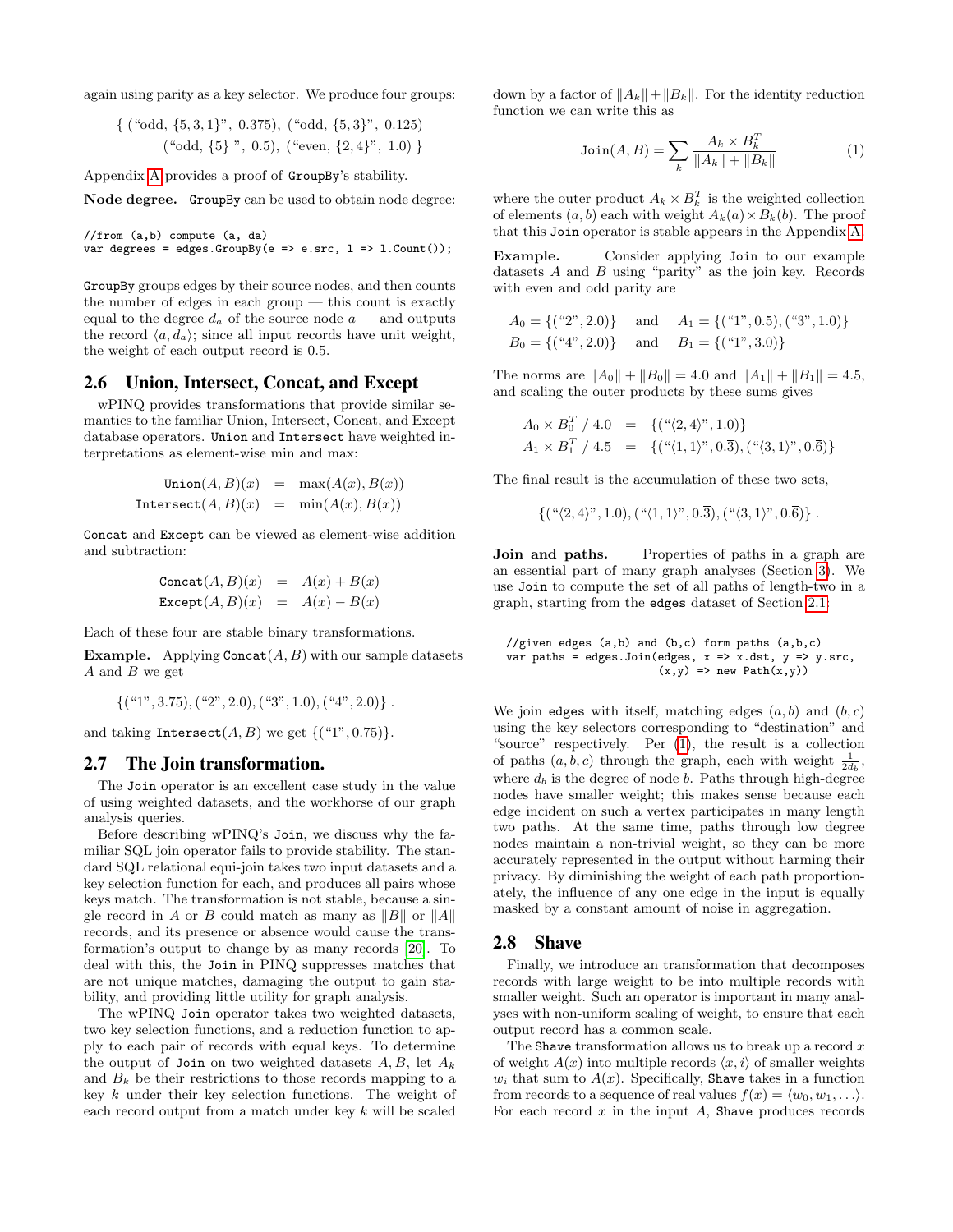again using parity as a key selector. We produce four groups:

$$\{ (\text{“odd}, \{5,3,1\}\text{”}, 0.375), (\text{“odd}, \{5,3\}\text{”}, 0.125)$$
$$(\text{“odd}, \{5\}\text{ ”}, 0.5), (\text{“even}, \{2,4\}\text{”}, 1.0) \}$$

Appendix A provides a proof of GroupBy's stability.

**Node degree.** GroupBy can be used to obtain node degree:

```
//from (a,b) compute (a, da)
var degrees = edges.GroupBy(e => e.src, l => l.Count());
```

GroupBy groups edges by their source nodes, and then counts the number of edges in each group — this count is exactly equal to the degree $d_a$ of the source node $a$ — and outputs the record $\langle a, d_a \rangle$; since all input records have unit weight, the weight of each output record is 0.5.

## 2.6 Union, Intersect, Concat, and Except

wPINQ provides transformations that provide similar semantics to the familiar Union, Intersect, Concat, and Except database operators. Union and Intersect have weighted interpretations as element-wise min and max:

$$\begin{aligned} \texttt{Union}(A,B)(x) &= \max(A(x), B(x)) \\ \texttt{Intersect}(A,B)(x) &= \min(A(x), B(x)) \end{aligned}$$

Concat and Except can be viewed as element-wise addition and subtraction:

$$\begin{aligned} \texttt{Concat}(A,B)(x) &= A(x) + B(x) \\ \texttt{Except}(A,B)(x) &= A(x) - B(x) \end{aligned}$$

Each of these four are stable binary transformations.

**Example.** Applying Concat$(A,B)$ with our sample datasets $A$ and $B$ we get

$$\{(\text{“1”}, 3.75), (\text{“2”}, 2.0), (\text{“3”}, 1.0), (\text{“4”}, 2.0)\} .$$

and taking Intersect$(A,B)$ we get $\{(\text{“1”}, 0.75)\}$.

## 2.7 The Join transformation.

The Join operator is an excellent case study in the value of using weighted datasets, and the workhorse of our graph analysis queries.

Before describing wPINQ's Join, we discuss why the familiar SQL join operator fails to provide stability. The standard SQL relational equi-join takes two input datasets and a key selection function for each, and produces all pairs whose keys match. The transformation is not stable, because a single record in $A$ or $B$ could match as many as $\|B\|$ or $\|A\|$ records, and its presence or absence would cause the transformation's output to change by as many records [20]. To deal with this, the Join in PINQ suppresses matches that are not unique matches, damaging the output to gain stability, and providing little utility for graph analysis.

The wPINQ Join operator takes two weighted datasets, two key selection functions, and a reduction function to apply to each pair of records with equal keys. To determine the output of Join on two weighted datasets $A, B$, let $A_k$ and $B_k$ be their restrictions to those records mapping to a key $k$ under their key selection functions. The weight of each record output from a match under key $k$ will be scaled down by a factor of $\|A_k\| + \|B_k\|$. For the identity reduction function we can write this as

$$\texttt{Join}(A,B) = \sum_k \frac{A_k \times B_k^T}{\|A_k\| + \|B_k\|} \qquad (1)$$

where the outer product $A_k \times B_k^T$ is the weighted collection of elements $(a,b)$ each with weight $A_k(a) \times B_k(b)$. The proof that this Join operator is stable appears in the Appendix A.

**Example.** Consider applying Join to our example datasets $A$ and $B$ using "parity" as the join key. Records with even and odd parity are

$$\begin{aligned} A_0 &= \{(\text{“2”}, 2.0)\} \quad \text{and} \quad A_1 = \{(\text{“1”}, 0.5), (\text{“3”}, 1.0)\} \\ B_0 &= \{(\text{“4”}, 2.0)\} \quad \text{and} \quad B_1 = \{(\text{“1”}, 3.0)\} \end{aligned}$$

The norms are $\|A_0\| + \|B_0\| = 4.0$ and $\|A_1\| + \|B_1\| = 4.5$, and scaling the outer products by these sums gives

$$\begin{aligned} A_0 \times B_0^T \;/\; 4.0 &= \{(\text{“}\langle 2,4\rangle\text{”}, 1.0)\} \\ A_1 \times B_1^T \;/\; 4.5 &= \{(\text{“}\langle 1,1\rangle\text{”}, 0.\overline{3}), (\text{“}\langle 3,1\rangle\text{”}, 0.\overline{6})\} \end{aligned}$$

The final result is the accumulation of these two sets,

$$\{(\text{“}\langle 2,4\rangle\text{”}, 1.0), (\text{“}\langle 1,1\rangle\text{”}, 0.\overline{3}), (\text{“}\langle 3,1\rangle\text{”}, 0.\overline{6})\} .$$

**Join and paths.** Properties of paths in a graph are an essential part of many graph analyses (Section 3). We use Join to compute the set of all paths of length-two in a graph, starting from the edges dataset of Section 2.1:

```
//given edges (a,b) and (b,c) form paths (a,b,c)
var paths = edges.Join(edges, x => x.dst, y => y.src,
                       (x,y) => new Path(x,y))
```

We join edges with itself, matching edges $(a,b)$ and $(b,c)$ using the key selectors corresponding to "destination" and "source" respectively. Per (1), the result is a collection of paths $(a,b,c)$ through the graph, each with weight $\frac{1}{2d_b}$, where $d_b$ is the degree of node $b$. Paths through high-degree nodes have smaller weight; this makes sense because each edge incident on such a vertex participates in many length two paths. At the same time, paths through low degree nodes maintain a non-trivial weight, so they can be more accurately represented in the output without harming their privacy. By diminishing the weight of each path proportionately, the influence of any one edge in the input is equally masked by a constant amount of noise in aggregation.

## 2.8 Shave

Finally, we introduce an transformation that decomposes records with large weight to be into multiple records with smaller weight. Such an operator is important in many analyses with non-uniform scaling of weight, to ensure that each output record has a common scale.

The Shave transformation allows us to break up a record $x$ of weight $A(x)$ into multiple records $\langle x, i \rangle$ of smaller weights $w_i$ that sum to $A(x)$. Specifically, Shave takes in a function from records to a sequence of real values $f(x) = \langle w_0, w_1, \ldots \rangle$. For each record $x$ in the input $A$, Shave produces records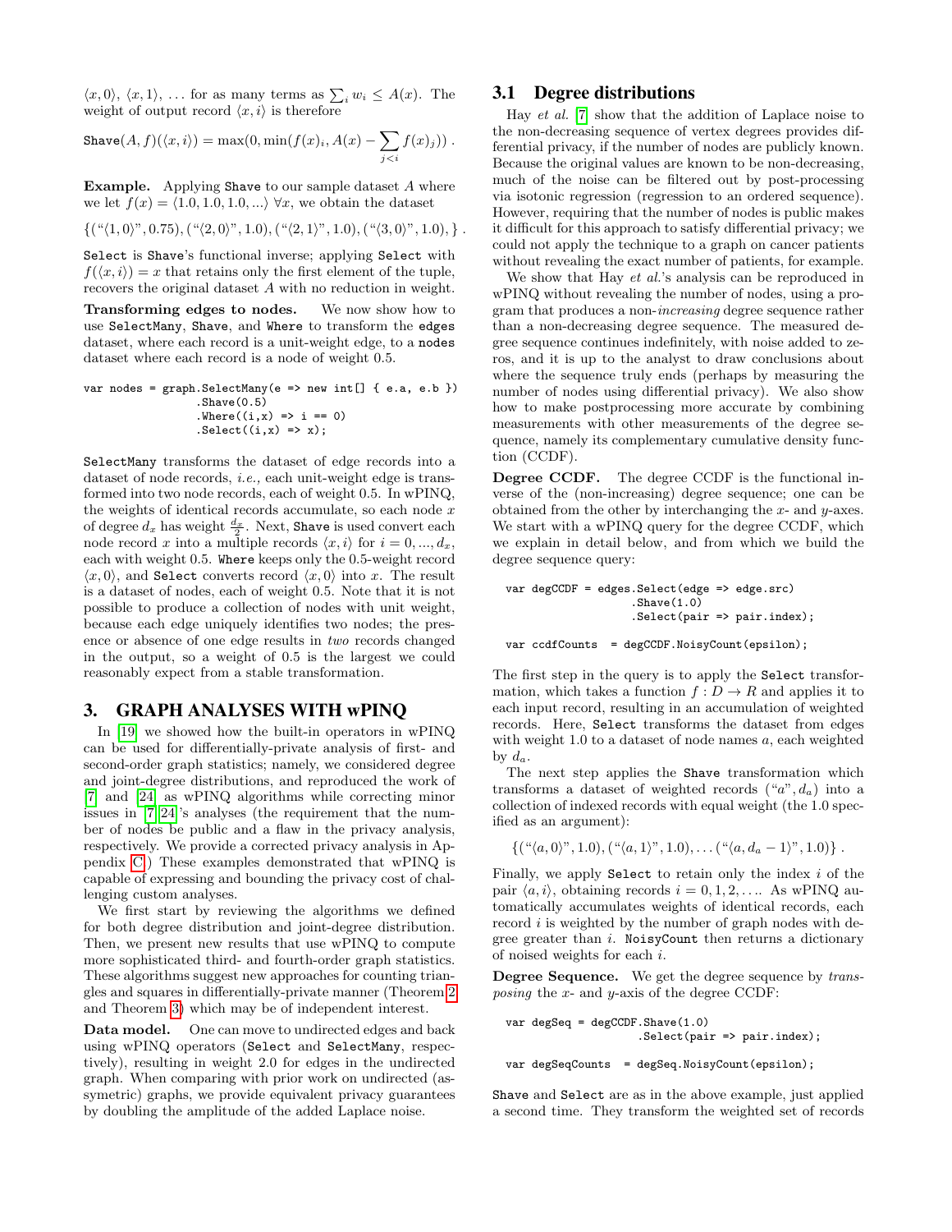$\langle x, 0\rangle$, $\langle x, 1\rangle$, ... for as many terms as $\sum_i w_i \leq A(x)$. The weight of output record $\langle x, i\rangle$ is therefore

$$\texttt{Shave}(A, f)(\langle x, i\rangle) = \max(0, \min(f(x)_i, A(x) - \sum_{j<i} f(x)_j))\ .$$

**Example.** Applying `Shave` to our sample dataset $A$ where we let $f(x) = \langle 1.0, 1.0, 1.0, ...\rangle\ \forall x$, we obtain the dataset

$$\{(\text{``}\langle 1, 0\rangle\text{''}, 0.75), (\text{``}\langle 2, 0\rangle\text{''}, 1.0), (\text{``}\langle 2, 1\rangle\text{''}, 1.0), (\text{``}\langle 3, 0\rangle\text{''}, 1.0), \}\ .$$

`Select` is `Shave`'s functional inverse; applying `Select` with $f(\langle x, i\rangle) = x$ that retains only the first element of the tuple, recovers the original dataset $A$ with no reduction in weight.

**Transforming edges to nodes.** We now show how to use `SelectMany`, `Shave`, and `Where` to transform the `edges` dataset, where each record is a unit-weight edge, to a `nodes` dataset where each record is a node of weight 0.5.

```
var nodes = graph.SelectMany(e => new int[] { e.a, e.b })
                 .Shave(0.5)
                 .Where((i,x) => i == 0)
                 .Select((i,x) => x);
```

`SelectMany` transforms the dataset of edge records into a dataset of node records, *i.e.,* each unit-weight edge is transformed into two node records, each of weight 0.5. In wPINQ, the weights of identical records accumulate, so each node $x$ of degree $d_x$ has weight $\frac{d_x}{2}$. Next, `Shave` is used convert each node record $x$ into a multiple records $\langle x, i\rangle$ for $i = 0, ..., d_x$, each with weight 0.5. `Where` keeps only the 0.5-weight record $\langle x, 0\rangle$, and `Select` converts record $\langle x, 0\rangle$ into $x$. The result is a dataset of nodes, each of weight 0.5. Note that it is not possible to produce a collection of nodes with unit weight, because each edge uniquely identifies two nodes; the presence or absence of one edge results in *two* records changed in the output, so a weight of 0.5 is the largest we could reasonably expect from a stable transformation.

## 3. GRAPH ANALYSES WITH wPINQ

In [19] we showed how the built-in operators in wPINQ can be used for differentially-private analysis of first- and second-order graph statistics; namely, we considered degree and joint-degree distributions, and reproduced the work of [7] and [24] as wPINQ algorithms while correcting minor issues in [7, 24]'s analyses (the requirement that the number of nodes be public and a flaw in the privacy analysis, respectively. We provide a corrected privacy analysis in Appendix C.) These examples demonstrated that wPINQ is capable of expressing and bounding the privacy cost of challenging custom analyses.

We first start by reviewing the algorithms we defined for both degree distribution and joint-degree distribution. Then, we present new results that use wPINQ to compute more sophisticated third- and fourth-order graph statistics. These algorithms suggest new approaches for counting triangles and squares in differentially-private manner (Theorem 2 and Theorem 3) which may be of independent interest.

**Data model.** One can move to undirected edges and back using wPINQ operators (`Select` and `SelectMany`, respectively), resulting in weight 2.0 for edges in the undirected graph. When comparing with prior work on undirected (assymetric) graphs, we provide equivalent privacy guarantees by doubling the amplitude of the added Laplace noise.

### 3.1 Degree distributions

Hay *et al.* [7] show that the addition of Laplace noise to the non-decreasing sequence of vertex degrees provides differential privacy, if the number of nodes are publicly known. Because the underlying values are known to be non-decreasing, much of the noise can be filtered out by post-processing via isotonic regression (regression to an ordered sequence). However, requiring that the number of nodes is public makes it difficult for this approach to satisfy differential privacy; we could not apply the technique to a graph on cancer patients without revealing the exact number of patients, for example.

We show that Hay *et al.*'s analysis can be reproduced in wPINQ without revealing the number of nodes, using a program that produces a non-*increasing* degree sequence rather than a non-decreasing degree sequence. The measured degree sequence continues indefinitely, with noise added to zeros, and it is up to the analyst to draw conclusions about where the sequence truly ends (perhaps by measuring the number of nodes using differential privacy). We also show how to make postprocessing more accurate by combining measurements with other measurements of the degree sequence, namely its complementary cumulative density function (CCDF).

**Degree CCDF.** The degree CCDF is the functional inverse of the (non-increasing) degree sequence; one can be obtained from the other by interchanging the $x$- and $y$-axes. We start with a wPINQ query for the degree CCDF, which we explain in detail below, and from which we build the degree sequence query:

```
var degCCDF = edges.Select(edge => edge.src)
                   .Shave(1.0)
                   .Select(pair => pair.index);

var ccdfCounts  = degCCDF.NoisyCount(epsilon);
```

The first step in the query is to apply the `Select` transformation, which takes a function $f : D \to R$ and applies it to each input record, resulting in an accumulation of weighted records. Here, `Select` transforms the dataset from edges with weight 1.0 to a dataset of node names $a$, each weighted by $d_a$.

The next step applies the `Shave` transformation which transforms a dataset of weighted records $(\text{``}a\text{''}, d_a)$ into a collection of indexed records with equal weight (the 1.0 specified as an argument):

$$\{(\text{``}\langle a, 0\rangle\text{''}, 1.0), (\text{``}\langle a, 1\rangle\text{''}, 1.0), \dots (\text{``}\langle a, d_a - 1\rangle\text{''}, 1.0)\}\ .$$

Finally, we apply `Select` to retain only the index $i$ of the pair $\langle a, i\rangle$, obtaining records $i = 0, 1, 2, \dots$. As wPINQ automatically accumulates weights of identical records, each record $i$ is weighted by the number of graph nodes with degree greater than $i$. `NoisyCount` then returns a dictionary of noised weights for each $i$.

**Degree Sequence.** We get the degree sequence by *transposing* the $x$- and $y$-axis of the degree CCDF:

```
var degSeq = degCCDF.Shave(1.0)
                    .Select(pair => pair.index);

var degSeqCounts  = degSeq.NoisyCount(epsilon);
```

`Shave` and `Select` are as in the above example, just applied a second time. They transform the weighted set of records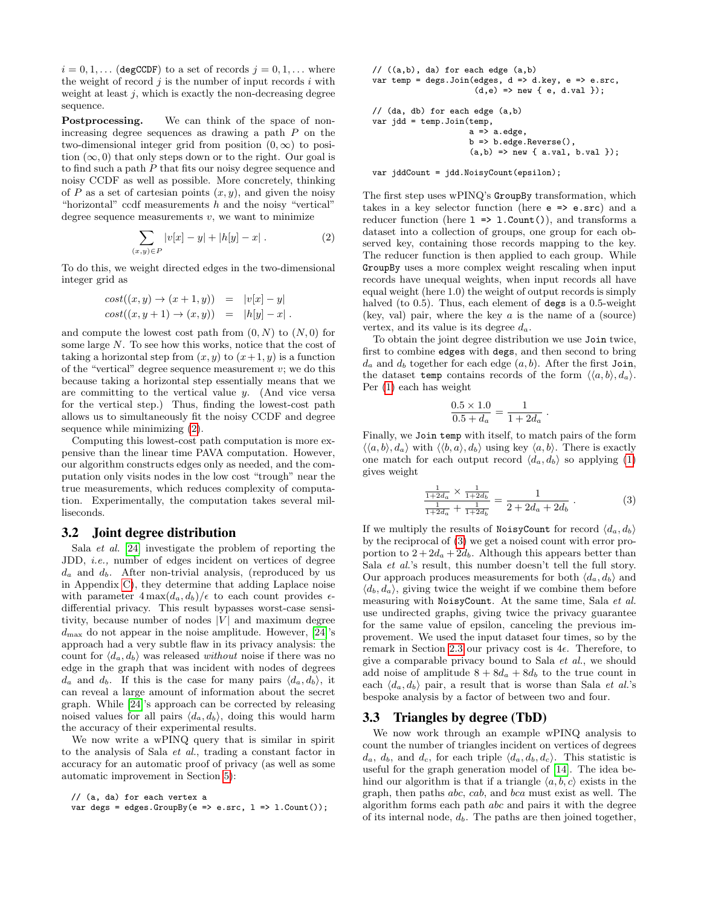$i = 0, 1, \ldots$ (degCCDF) to a set of records $j = 0, 1, \ldots$ where the weight of record $j$ is the number of input records $i$ with weight at least $j$, which is exactly the non-decreasing degree sequence.

**Postprocessing.** We can think of the space of non-increasing degree sequences as drawing a path $P$ on the two-dimensional integer grid from position $(0, \infty)$ to position $(\infty, 0)$ that only steps down or to the right. Our goal is to find such a path $P$ that fits our noisy degree sequence and noisy CCDF as well as possible. More concretely, thinking of $P$ as a set of cartesian points $(x, y)$, and given the noisy "horizontal" ccdf measurements $h$ and the noisy "vertical" degree sequence measurements $v$, we want to minimize

$$\sum_{(x,y)\in P} |v[x] - y| + |h[y] - x| \,. \tag{2}$$

To do this, we weight directed edges in the two-dimensional integer grid as

$$\begin{aligned} cost((x,y) \to (x+1,y)) &= |v[x] - y| \\ cost((x,y+1) \to (x,y)) &= |h[y] - x| \,. \end{aligned}$$

and compute the lowest cost path from $(0, N)$ to $(N, 0)$ for some large $N$. To see how this works, notice that the cost of taking a horizontal step from $(x, y)$ to $(x+1, y)$ is a function of the "vertical" degree sequence measurement $v$; we do this because taking a horizontal step essentially means that we are committing to the vertical value $y$. (And vice versa for the vertical step.) Thus, finding the lowest-cost path allows us to simultaneously fit the noisy CCDF and degree sequence while minimizing (2).

Computing this lowest-cost path computation is more expensive than the linear time PAVA computation. However, our algorithm constructs edges only as needed, and the computation only visits nodes in the low cost "trough" near the true measurements, which reduces complexity of computation. Experimentally, the computation takes several milliseconds.

## 3.2 Joint degree distribution

Sala *et al.* [24] investigate the problem of reporting the JDD, *i.e.,* number of edges incident on vertices of degree $d_a$ and $d_b$. After non-trivial analysis, (reproduced by us in Appendix C), they determine that adding Laplace noise with parameter $4\max(d_a, d_b)/\epsilon$ to each count provides $\epsilon$-differential privacy. This result bypasses worst-case sensitivity, because number of nodes $|V|$ and maximum degree $d_{\max}$ do not appear in the noise amplitude. However, [24]'s approach had a very subtle flaw in its privacy analysis: the count for $\langle d_a, d_b\rangle$ was released *without* noise if there was no edge in the graph that was incident with nodes of degrees $d_a$ and $d_b$. If this is the case for many pairs $\langle d_a, d_b\rangle$, it can reveal a large amount of information about the secret graph. While [24]'s approach can be corrected by releasing noised values for all pairs $\langle d_a, d_b\rangle$, doing this would harm the accuracy of their experimental results.

We now write a wPINQ query that is similar in spirit to the analysis of Sala *et al.*, trading a constant factor in accuracy for an automatic proof of privacy (as well as some automatic improvement in Section 5):

```
// (a, da) for each vertex a
var degs = edges.GroupBy(e => e.src, l => l.Count());
```

```
// ((a,b), da) for each edge (a,b)
var temp = degs.Join(edges, d => d.key, e => e.src,
                     (d,e) => new { e, d.val });

// (da, db) for each edge (a,b)
var jdd = temp.Join(temp,
                    a => a.edge,
                    b => b.edge.Reverse(),
                    (a,b) => new { a.val, b.val });

var jddCount = jdd.NoisyCount(epsilon);
```

The first step uses wPINQ's GroupBy transformation, which takes in a key selector function (here `e => e.src`) and a reducer function (here `l => l.Count()`), and transforms a dataset into a collection of groups, one group for each observed key, containing those records mapping to the key. The reducer function is then applied to each group. While GroupBy uses a more complex weight rescaling when input records have unequal weights, when input records all have equal weight (here 1.0) the weight of output records is simply halved (to 0.5). Thus, each element of degs is a 0.5-weight (key, val) pair, where the key $a$ is the name of a (source) vertex, and its value is its degree $d_a$.

To obtain the joint degree distribution we use Join twice, first to combine edges with degs, and then second to bring $d_a$ and $d_b$ together for each edge $(a, b)$. After the first Join, the dataset temp contains records of the form $\langle\langle a, b\rangle, d_a\rangle$. Per (1) each has weight

$$\frac{0.5 \times 1.0}{0.5 + d_a} = \frac{1}{1 + 2d_a} \,.$$

Finally, we Join temp with itself, to match pairs of the form $\langle\langle a, b\rangle, d_a\rangle$ with $\langle\langle b, a\rangle, d_b\rangle$ using key $\langle a, b\rangle$. There is exactly one match for each output record $\langle d_a, d_b\rangle$ so applying (1) gives weight

$$\frac{\frac{1}{1+2d_a} \times \frac{1}{1+2d_b}}{\frac{1}{1+2d_a} + \frac{1}{1+2d_b}} = \frac{1}{2 + 2d_a + 2d_b} \,. \tag{3}$$

If we multiply the results of NoisyCount for record $\langle d_a, d_b\rangle$ by the reciprocal of (3) we get a noised count with error proportion to $2 + 2d_a + 2d_b$. Although this appears better than Sala *et al.*'s result, this number doesn't tell the full story. Our approach produces measurements for both $\langle d_a, d_b\rangle$ and $\langle d_b, d_a\rangle$, giving twice the weight if we combine them before measuring with NoisyCount. At the same time, Sala *et al.* use undirected graphs, giving twice the privacy guarantee for the same value of epsilon, canceling the previous improvement. We used the input dataset four times, so by the remark in Section 2.3 our privacy cost is $4\epsilon$. Therefore, to give a comparable privacy bound to Sala *et al.*, we should add noise of amplitude $8 + 8d_a + 8d_b$ to the true count in each $\langle d_a, d_b\rangle$ pair, a result that is worse than Sala *et al.*'s bespoke analysis by a factor of between two and four.

## 3.3 Triangles by degree (TbD)

We now work through an example wPINQ analysis to count the number of triangles incident on vertices of degrees $d_a$, $d_b$, and $d_c$, for each triple $\langle d_a, d_b, d_c\rangle$. This statistic is useful for the graph generation model of [14]. The idea behind our algorithm is that if a triangle $\langle a, b, c\rangle$ exists in the graph, then paths $abc$, $cab$, and $bca$ must exist as well. The algorithm forms each path $abc$ and pairs it with the degree of its internal node, $d_b$. The paths are then joined together,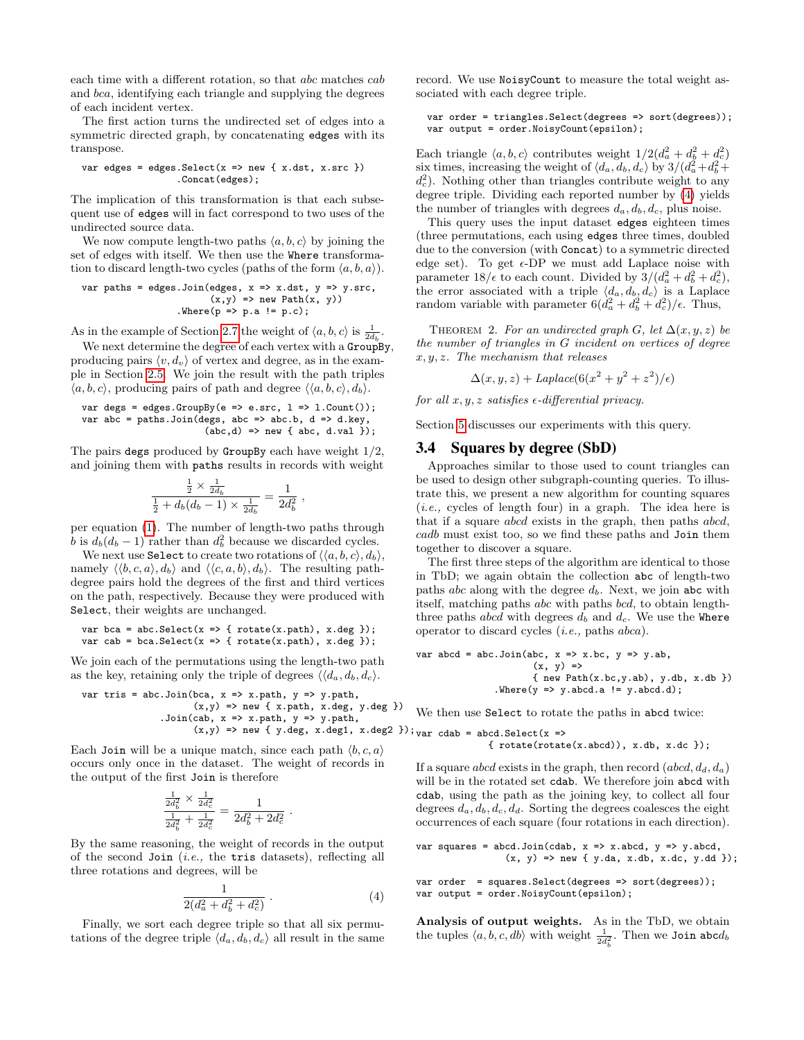each time with a different rotation, so that *abc* matches *cab* and *bca*, identifying each triangle and supplying the degrees of each incident vertex.

The first action turns the undirected set of edges into a symmetric directed graph, by concatenating `edges` with its transpose.

```
var edges = edges.Select(x => new { x.dst, x.src })
                 .Concat(edges);
```

The implication of this transformation is that each subsequent use of `edges` will in fact correspond to two uses of the undirected source data.

We now compute length-two paths $\langle a, b, c\rangle$ by joining the set of edges with itself. We then use the `Where` transformation to discard length-two cycles (paths of the form $\langle a, b, a\rangle$).

```
var paths = edges.Join(edges, x => x.dst, y => y.src,
                       (x,y) => new Path(x, y))
                 .Where(p => p.a != p.c);
```

As in the example of Section 2.7 the weight of $\langle a, b, c\rangle$ is $\frac{1}{2d_b}$.

We next determine the degree of each vertex with a `GroupBy`, producing pairs $\langle v, d_v\rangle$ of vertex and degree, as in the example in Section 2.5. We join the result with the path triples $\langle a, b, c\rangle$, producing pairs of path and degree $\langle\langle a, b, c\rangle, d_b\rangle$.

```
var degs = edges.GroupBy(e => e.src, l => l.Count());
var abc = paths.Join(degs, abc => abc.b, d => d.key,
                     (abc,d) => new { abc, d.val });
```

The pairs `degs` produced by `GroupBy` each have weight 1/2, and joining them with `paths` results in records with weight

$$\frac{\frac{1}{2} \times \frac{1}{2d_b}}{\frac{1}{2} + d_b(d_b - 1) \times \frac{1}{2d_b}} = \frac{1}{2d_b^2},$$

per equation (1). The number of length-two paths through $b$ is $d_b(d_b-1)$ rather than $d_b^2$ because we discarded cycles.

We next use `Select` to create two rotations of $\langle\langle a, b, c\rangle, d_b\rangle$, namely $\langle\langle b, c, a\rangle, d_b\rangle$ and $\langle\langle c, a, b\rangle, d_b\rangle$. The resulting path-degree pairs hold the degrees of the first and third vertices on the path, respectively. Because they were produced with `Select`, their weights are unchanged.

```
var bca = abc.Select(x => { rotate(x.path), x.deg });
var cab = bca.Select(x => { rotate(x.path), x.deg });
```

We join each of the permutations using the length-two path as the key, retaining only the triple of degrees $\langle\langle d_a, d_b, d_c\rangle$.

```
var tris = abc.Join(bca, x => x.path, y => y.path,
                    (x,y) => new { x.path, x.deg, y.deg })
              .Join(cab, x => x.path, y => y.path,
                    (x,y) => new { y.deg, x.deg1, x.deg2 });
```

Each `Join` will be a unique match, since each path $\langle b, c, a\rangle$ occurs only once in the dataset. The weight of records in the output of the first `Join` is therefore

$$\frac{\frac{1}{2d_b^2} \times \frac{1}{2d_c^2}}{\frac{1}{2d_b^2} + \frac{1}{2d_c^2}} = \frac{1}{2d_b^2 + 2d_c^2}.$$

By the same reasoning, the weight of records in the output of the second `Join` (*i.e.,* the `tris` datasets), reflecting all three rotations and degrees, will be

$$\frac{1}{2(d_a^2 + d_b^2 + d_c^2)}. \tag{4}$$

Finally, we sort each degree triple so that all six permutations of the degree triple $\langle d_a, d_b, d_c\rangle$ all result in the same record. We use `NoisyCount` to measure the total weight associated with each degree triple.

```
var order = triangles.Select(degrees => sort(degrees));
var output = order.NoisyCount(epsilon);
```

Each triangle $\langle a, b, c\rangle$ contributes weight $1/2(d_a^2 + d_b^2 + d_c^2)$ six times, increasing the weight of $\langle d_a, d_b, d_c\rangle$ by $3/(d_a^2 + d_b^2 + d_c^2)$. Nothing other than triangles contribute weight to any degree triple. Dividing each reported number by (4) yields the number of triangles with degrees $d_a, d_b, d_c$, plus noise.

This query uses the input dataset `edges` eighteen times (three permutations, each using `edges` three times, doubled due to the conversion (with `Concat`) to a symmetric directed edge set). To get $\epsilon$-DP we must add Laplace noise with parameter $18/\epsilon$ to each count. Divided by $3/(d_a^2 + d_b^2 + d_c^2)$, the error associated with a triple $\langle d_a, d_b, d_c\rangle$ is a Laplace random variable with parameter $6(d_a^2 + d_b^2 + d_c^2)/\epsilon$. Thus,

Theorem 2. *For an undirected graph $G$, let $\Delta(x, y, z)$ be the number of triangles in $G$ incident on vertices of degree $x, y, z$. The mechanism that releases*

$$\Delta(x, y, z) + Laplace(6(x^2 + y^2 + z^2)/\epsilon)$$

*for all $x, y, z$ satisfies $\epsilon$-differential privacy.*

Section 5 discusses our experiments with this query.

## 3.4 Squares by degree (SbD)

Approaches similar to those used to count triangles can be used to design other subgraph-counting queries. To illustrate this, we present a new algorithm for counting squares (*i.e.,* cycles of length four) in a graph. The idea here is that if a square *abcd* exists in the graph, then paths *abcd*, *cadb* must exist too, so we find these paths and `Join` them together to discover a square.

The first three steps of the algorithm are identical to those in TbD; we again obtain the collection `abc` of length-two paths *abc* along with the degree $d_b$. Next, we join `abc` with itself, matching paths *abc* with paths *bcd*, to obtain length-three paths *abcd* with degrees $d_b$ and $d_c$. We use the `Where` operator to discard cycles (*i.e.,* paths *abca*).

```
var abcd = abc.Join(abc, x => x.bc, y => y.ab,
                    (x, y) =>
                    { new Path(x.bc,y.ab), y.db, x.db })
              .Where(y => y.abcd.a != y.abcd.d);
```

We then use `Select` to rotate the paths in `abcd` twice:

```
var cdab = abcd.Select(x =>
             { rotate(rotate(x.abcd)), x.db, x.dc });
```

If a square *abcd* exists in the graph, then record $(abcd, d_d, d_a)$ will be in the rotated set `cdab`. We therefore join `abcd` with `cdab`, using the path as the joining key, to collect all four degrees $d_a, d_b, d_c, d_d$. Sorting the degrees coalesces the eight occurrences of each square (four rotations in each direction).

```
var squares = abcd.Join(cdab, x => x.abcd, y => y.abcd,
                (x, y) => new { y.da, x.db, x.dc, y.dd });

var order  = squares.Select(degrees => sort(degrees));
var output = order.NoisyCount(epsilon);
```

**Analysis of output weights.** As in the TbD, we obtain the tuples $\langle a, b, c, db\rangle$ with weight $\frac{1}{2d_b^2}$. Then we `Join` `abcd`$_b$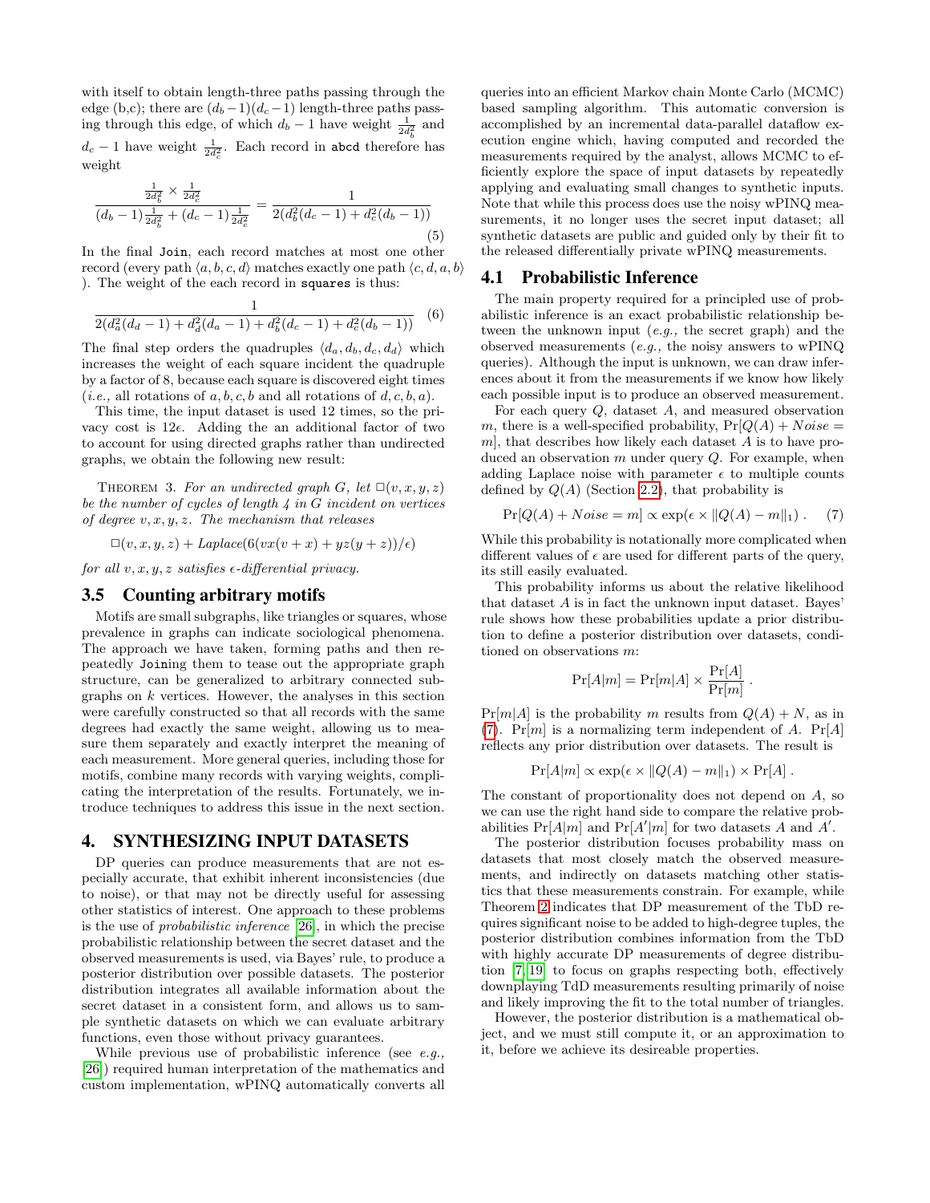with itself to obtain length-three paths passing through the edge (b,c); there are $(d_b - 1)(d_c - 1)$ length-three paths passing through this edge, of which $d_b - 1$ have weight $\frac{1}{2d_b^2}$ and $d_c - 1$ have weight $\frac{1}{2d_c^2}$. Each record in `abcd` therefore has weight

$$\frac{\frac{1}{2d_b^2} \times \frac{1}{2d_c^2}}{(d_b - 1)\frac{1}{2d_b^2} + (d_c - 1)\frac{1}{2d_c^2}} = \frac{1}{2(d_b^2(d_c - 1) + d_c^2(d_b - 1))} \tag{5}$$

In the final `Join`, each record matches at most one other record (every path $\langle a, b, c, d\rangle$ matches exactly one path $\langle c, d, a, b\rangle$ ). The weight of the each record in `squares` is thus:

$$\frac{1}{2(d_a^2(d_d - 1) + d_d^2(d_a - 1) + d_b^2(d_c - 1) + d_c^2(d_b - 1))} \tag{6}$$

The final step orders the quadruples $\langle d_a, d_b, d_c, d_a\rangle$ which increases the weight of each square incident the quadruple by a factor of 8, because each square is discovered eight times (*i.e.,* all rotations of $a, b, c, b$ and all rotations of $d, c, b, a$).

This time, the input dataset is used 12 times, so the privacy cost is $12\epsilon$. Adding the an additional factor of two to account for using directed graphs rather than undirected graphs, we obtain the following new result:

THEOREM 3. *For an undirected graph $G$, let $\square(v, x, y, z)$ be the number of cycles of length 4 in $G$ incident on vertices of degree $v, x, y, z$. The mechanism that releases*

$$\square(v, x, y, z) + Laplace(6(vx(v + x) + yz(y + z))/\epsilon)$$

*for all $v, x, y, z$ satisfies $\epsilon$-differential privacy.*

## 3.5 Counting arbitrary motifs

Motifs are small subgraphs, like triangles or squares, whose prevalence in graphs can indicate sociological phenomena. The approach we have taken, forming paths and then repeatedly `Join`ing them to tease out the appropriate graph structure, can be generalized to arbitrary connected subgraphs on $k$ vertices. However, the analyses in this section were carefully constructed so that all records with the same degrees had exactly the same weight, allowing us to measure them separately and exactly interpret the meaning of each measurement. More general queries, including those for motifs, combine many records with varying weights, complicating the interpretation of the results. Fortunately, we introduce techniques to address this issue in the next section.

# 4. SYNTHESIZING INPUT DATASETS

DP queries can produce measurements that are not especially accurate, that exhibit inherent inconsistencies (due to noise), or that may not be directly useful for assessing other statistics of interest. One approach to these problems is the use of *probabilistic inference* [26], in which the precise probabilistic relationship between the secret dataset and the observed measurements is used, via Bayes' rule, to produce a posterior distribution over possible datasets. The posterior distribution integrates all available information about the secret dataset in a consistent form, and allows us to sample synthetic datasets on which we can evaluate arbitrary functions, even those without privacy guarantees.

While previous use of probabilistic inference (see *e.g.,* [26]) required human interpretation of the mathematics and custom implementation, wPINQ automatically converts all queries into an efficient Markov chain Monte Carlo (MCMC) based sampling algorithm. This automatic conversion is accomplished by an incremental data-parallel dataflow execution engine which, having computed and recorded the measurements required by the analyst, allows MCMC to efficiently explore the space of input datasets by repeatedly applying and evaluating small changes to synthetic inputs. Note that while this process does use the noisy wPINQ measurements, it no longer uses the secret input dataset; all synthetic datasets are public and guided only by their fit to the released differentially private wPINQ measurements.

## 4.1 Probabilistic Inference

The main property required for a principled use of probabilistic inference is an exact probabilistic relationship between the unknown input (*e.g.,* the secret graph) and the observed measurements (*e.g.,* the noisy answers to wPINQ queries). Although the input is unknown, we can draw inferences about it from the measurements if we know how likely each possible input is to produce an observed measurement.

For each query $Q$, dataset $A$, and measured observation $m$, there is a well-specified probability, $\Pr[Q(A) + Noise = m]$, that describes how likely each dataset $A$ is to have produced an observation $m$ under query $Q$. For example, when adding Laplace noise with parameter $\epsilon$ to multiple counts defined by $Q(A)$ (Section 2.2), that probability is

$$\Pr[Q(A) + Noise = m] \propto \exp(\epsilon \times \|Q(A) - m\|_1) . \tag{7}$$

While this probability is notationally more complicated when different values of $\epsilon$ are used for different parts of the query, its still easily evaluated.

This probability informs us about the relative likelihood that dataset $A$ is in fact the unknown input dataset. Bayes' rule shows how these probabilities update a prior distribution to define a posterior distribution over datasets, conditioned on observations $m$:

$$\Pr[A|m] = \Pr[m|A] \times \frac{\Pr[A]}{\Pr[m]} .$$

$\Pr[m|A]$ is the probability $m$ results from $Q(A) + N$, as in (7). $\Pr[m]$ is a normalizing term independent of $A$. $\Pr[A]$ reflects any prior distribution over datasets. The result is

$$\Pr[A|m] \propto \exp(\epsilon \times \|Q(A) - m\|_1) \times \Pr[A] .$$

The constant of proportionality does not depend on $A$, so we can use the right hand side to compare the relative probabilities $\Pr[A|m]$ and $\Pr[A'|m]$ for two datasets $A$ and $A'$.

The posterior distribution focuses probability mass on datasets that most closely match the observed measurements, and indirectly on datasets matching other statistics that these measurements constrain. For example, while Theorem 2 indicates that DP measurement of the TbD requires significant noise to be added to high-degree tuples, the posterior distribution combines information from the TbD with highly accurate DP measurements of degree distribution [7, 19] to focus on graphs respecting both, effectively downplaying TdD measurements resulting primarily of noise and likely improving the fit to the total number of triangles.

However, the posterior distribution is a mathematical object, and we must still compute it, or an approximation to it, before we achieve its desireable properties.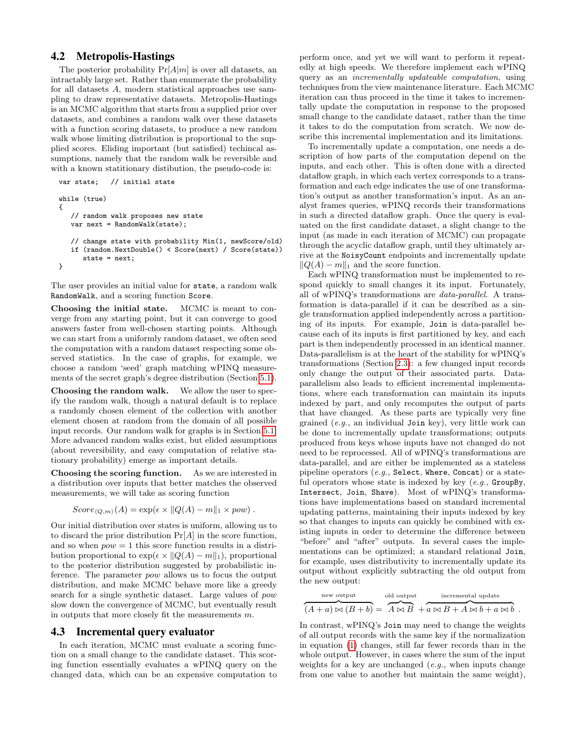## 4.2 Metropolis-Hastings

The posterior probability $\Pr[A|m]$ is over all datasets, an intractably large set. Rather than enumerate the probability for all datasets $A$, modern statistical approaches use sampling to draw representative datasets. Metropolis-Hastings is an MCMC algorithm that starts from a supplied prior over datasets, and combines a random walk over these datasets with a function scoring datasets, to produce a new random walk whose limiting distribution is proportional to the supplied scores. Eliding important (but satisfied) techincal assumptions, namely that the random walk be reversible and with a known statitionary distibution, the pseudo-code is:

```
var state;   // initial state

while (true)
{
   // random walk proposes new state
   var next = RandomWalk(state);

   // change state with probability Min(1, newScore/old)
   if (random.NextDouble() < Score(next) / Score(state))
      state = next;
}
```

The user provides an initial value for `state`, a random walk `RandomWalk`, and a scoring function `Score`.

**Choosing the initial state.** MCMC is meant to converge from any starting point, but it can converge to good answers faster from well-chosen starting points. Although we can start from a uniformly random dataset, we often seed the computation with a random dataset respecting some observed statistics. In the case of graphs, for example, we choose a random 'seed' graph matching wPINQ measurements of the secret graph's degree distribution (Section 5.1).

**Choosing the random walk.** We allow the user to specify the random walk, though a natural default is to replace a randomly chosen element of the collection with another element chosen at random from the domain of all possible input records. Our random walk for graphs is in Section 5.1. More advanced random walks exist, but elided assumptions (about reversibility, and easy computation of relative stationary probability) emerge as important details.

**Choosing the scoring function.** As we are interested in a distribution over inputs that better matches the observed measurements, we will take as scoring function

$$Score_{\langle Q,m\rangle}(A) = \exp(\epsilon \times \|Q(A) - m\|_1 \times pow) .$$

Our initial distribution over states is uniform, allowing us to to discard the prior distribution $\Pr[A]$ in the score function, and so when $pow = 1$ this score function results in a distribution proportional to $\exp(\epsilon \times \|Q(A) - m\|_1)$, proportional to the posterior distribution suggested by probabilistic inference. The parameter $pow$ allows us to focus the output distribution, and make MCMC behave more like a greedy search for a single synthetic dataset. Large values of $pow$ slow down the convergence of MCMC, but eventually result in outputs that more closely fit the measurements $m$.

## 4.3 Incremental query evaluator

In each iteration, MCMC must evaluate a scoring function on a small change to the candidate dataset. This scoring function essentially evaluates a wPINQ query on the changed data, which can be an expensive computation to perform once, and yet we will want to perform it repeatedly at high speeds. We therefore implement each wPINQ query as an *incrementally updateable computation*, using techniques from the view maintenance literature. Each MCMC iteration can thus proceed in the time it takes to incrementally update the computation in response to the proposed small change to the candidate dataset, rather than the time it takes to do the computation from scratch. We now describe this incremental implementation and its limitations.

To incrementally update a computation, one needs a description of how parts of the computation depend on the inputs, and each other. This is often done with a directed dataflow graph, in which each vertex corresponds to a transformation and each edge indicates the use of one transformation's output as another transformation's input. As an analyst frames queries, wPINQ records their transformations in such a directed dataflow graph. Once the query is evaluated on the first candidate dataset, a slight change to the input (as made in each iteration of MCMC) can propagate through the acyclic dataflow graph, until they ultimately arrive at the `NoisyCount` endpoints and incrementally update $\|Q(A) - m\|_1$ and the score function.

Each wPINQ transformation must be implemented to respond quickly to small changes its its input. Fortunately, all of wPINQ's transformations are *data-parallel*. A transformation is data-parallel if it can be described as a single transformation applied independently across a partitioning of its inputs. For example, `Join` is data-parallel because each of its inputs is first partitioned by key, and each part is then independently processed in an identical manner. Data-parallelism is at the heart of the stability for wPINQ's transformations (Section 2.3): a few changed input records only change the output of their associated parts. Data-parallelism also leads to efficient incremental implementations, where each transformation can maintain its inputs indexed by part, and only recomputes the output of parts that have changed. As these parts are typically very fine grained (*e.g.,* an individual `Join` key), very little work can be done to incrementally update transformations; outputs produced from keys whose inputs have not changed do not need to be reprocessed. All of wPINQ's transformations are data-parallel, and are either be implemented as a stateless pipeline operators (*e.g.,* `Select`, `Where`, `Concat`) or a stateful operators whose state is indexed by key (*e.g.,* `GroupBy`, `Intersect`, `Join`, `Shave`). Most of wPINQ's transformations have implementations based on standard incremental updating patterns, maintaining their inputs indexed by key so that changes to inputs can quickly be combined with existing inputs in order to determine the difference between "before" and "after" outputs. In several cases the implementations can be optimized; a standard relational `Join`, for example, uses distributivity to incrementally update its output without explicitly subtracting the old output from the new output:

$$\overbrace{(A + a) \bowtie (B + b)}^{\text{new output}} = \overbrace{A \bowtie B}^{\text{old output}} + \overbrace{a \bowtie B + A \bowtie b + a \bowtie b}^{\text{incremental update}} .$$

In contrast, wPINQ's `Join` may need to change the weights of all output records with the same key if the normalization in equation (1) changes, still far fewer records than in the whole output. However, in cases where the sum of the input weights for a key are unchanged (*e.g.,* when inputs change from one value to another but maintain the same weight),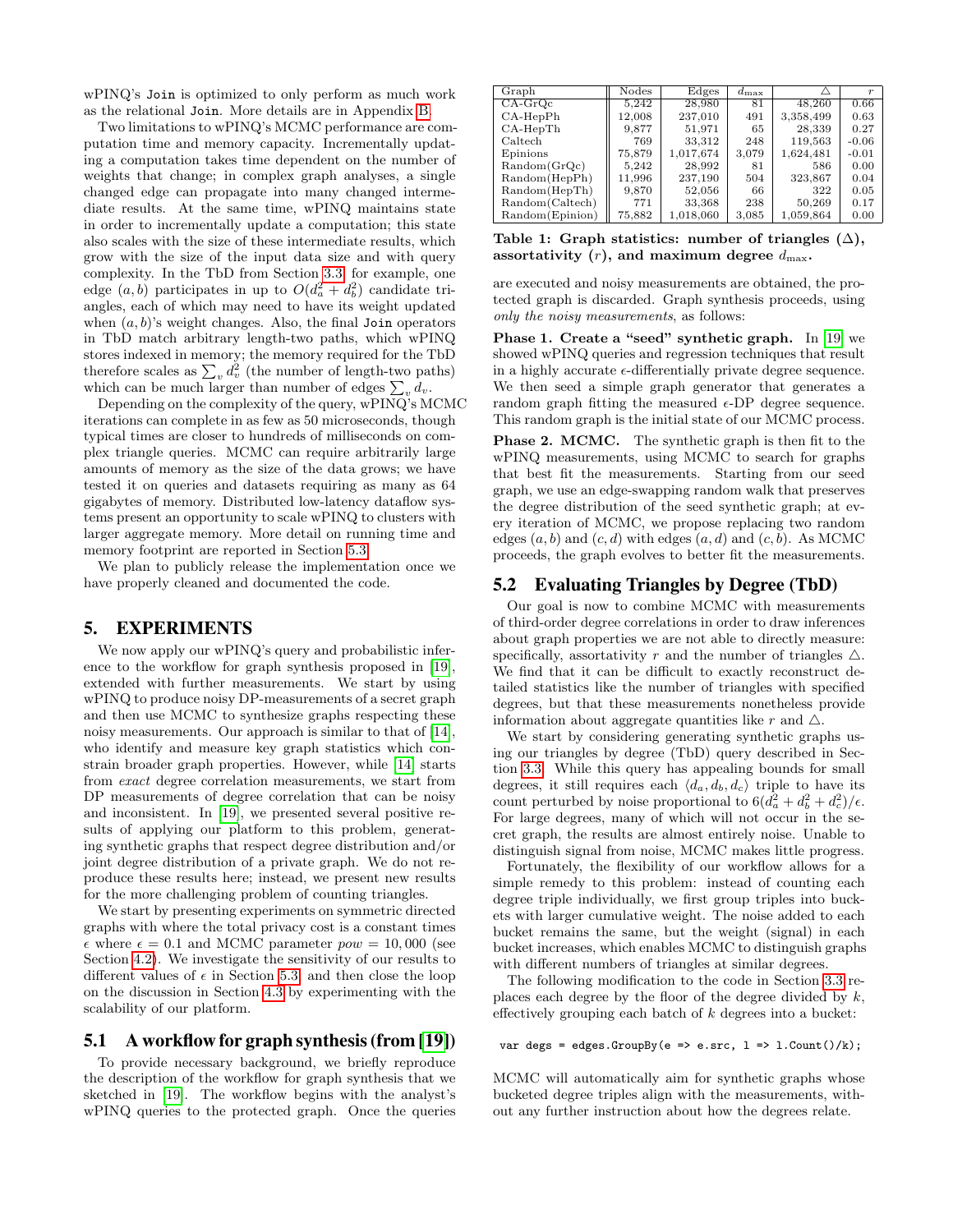wPINQ's `Join` is optimized to only perform as much work as the relational `Join`. More details are in Appendix B.

Two limitations to wPINQ's MCMC performance are computation time and memory capacity. Incrementally updating a computation takes time dependent on the number of weights that change; in complex graph analyses, a single changed edge can propagate into many changed intermediate results. At the same time, wPINQ maintains state in order to incrementally update a computation; this state also scales with the size of these intermediate results, which grow with the size of the input data size and with query complexity. In the TbD from Section 3.3, for example, one edge $(a, b)$ participates in up to $O(d_a^2 + d_b^2)$ candidate triangles, each of which may need to have its weight updated when $(a, b)$'s weight changes. Also, the final `Join` operators in TbD match arbitrary length-two paths, which wPINQ stores indexed in memory; the memory required for the TbD therefore scales as $\sum_v d_v^2$ (the number of length-two paths) which can be much larger than number of edges $\sum_v d_v$.

Depending on the complexity of the query, wPINQ's MCMC iterations can complete in as few as 50 microseconds, though typical times are closer to hundreds of milliseconds on complex triangle queries. MCMC can require arbitrarily large amounts of memory as the size of the data grows; we have tested it on queries and datasets requiring as many as 64 gigabytes of memory. Distributed low-latency dataflow systems present an opportunity to scale wPINQ to clusters with larger aggregate memory. More detail on running time and memory footprint are reported in Section 5.3.

We plan to publicly release the implementation once we have properly cleaned and documented the code.

# 5. EXPERIMENTS

We now apply our wPINQ's query and probabilistic inference to the workflow for graph synthesis proposed in [19], extended with further measurements. We start by using wPINQ to produce noisy DP-measurements of a secret graph and then use MCMC to synthesize graphs respecting these noisy measurements. Our approach is similar to that of [14], who identify and measure key graph statistics which constrain broader graph properties. However, while [14] starts from *exact* degree correlation measurements, we start from DP measurements of degree correlation that can be noisy and inconsistent. In [19], we presented several positive results of applying our platform to this problem, generating synthetic graphs that respect degree distribution and/or joint degree distribution of a private graph. We do not reproduce these results here; instead, we present new results for the more challenging problem of counting triangles.

We start by presenting experiments on symmetric directed graphs with where the total privacy cost is a constant times $\epsilon$ where $\epsilon = 0.1$ and MCMC parameter $pow = 10,000$ (see Section 4.2). We investigate the sensitivity of our results to different values of $\epsilon$ in Section 5.3, and then close the loop on the discussion in Section 4.3 by experimenting with the scalability of our platform.

## 5.1 A workflow for graph synthesis (from [19])

To provide necessary background, we briefly reproduce the description of the workflow for graph synthesis that we sketched in [19]. The workflow begins with the analyst's wPINQ queries to the protected graph. Once the queries are executed and noisy measurements are obtained, the protected graph is discarded. Graph synthesis proceeds, using *only the noisy measurements*, as follows:

**Phase 1. Create a "seed" synthetic graph.** In [19] we showed wPINQ queries and regression techniques that result in a highly accurate $\epsilon$-differentially private degree sequence. We then seed a simple graph generator that generates a random graph fitting the measured $\epsilon$-DP degree sequence. This random graph is the initial state of our MCMC process.

**Phase 2. MCMC.** The synthetic graph is then fit to the wPINQ measurements, using MCMC to search for graphs that best fit the measurements. Starting from our seed graph, we use an edge-swapping random walk that preserves the degree distribution of the seed synthetic graph; at every iteration of MCMC, we propose replacing two random edges $(a, b)$ and $(c, d)$ with edges $(a, d)$ and $(c, b)$. As MCMC proceeds, the graph evolves to better fit the measurements.

| Graph | Nodes | Edges | $d_{\max}$ | $\triangle$ | $r$ |
|---|---|---|---|---|---|
| CA-GrQc | 5,242 | 28,980 | 81 | 48,260 | 0.66 |
| CA-HepPh | 12,008 | 237,010 | 491 | 3,358,499 | 0.63 |
| CA-HepTh | 9,877 | 51,971 | 65 | 28,339 | 0.27 |
| Caltech | 769 | 33,312 | 248 | 119,563 | -0.06 |
| Epinions | 75,879 | 1,017,674 | 3,079 | 1,624,481 | -0.01 |
| Random(GrQc) | 5,242 | 28,992 | 81 | 586 | 0.00 |
| Random(HepPh) | 11,996 | 237,190 | 504 | 323,867 | 0.04 |
| Random(HepTh) | 9,870 | 52,056 | 66 | 322 | 0.05 |
| Random(Caltech) | 771 | 33,368 | 238 | 50,269 | 0.17 |
| Random(Epinion) | 75,882 | 1,018,060 | 3,085 | 1,059,864 | 0.00 |

**Table 1: Graph statistics: number of triangles ($\triangle$), assortativity ($r$), and maximum degree $d_{\max}$.**

## 5.2 Evaluating Triangles by Degree (TbD)

Our goal is now to combine MCMC with measurements of third-order degree correlations in order to draw inferences about graph properties we are not able to directly measure: specifically, assortativity $r$ and the number of triangles $\triangle$. We find that it can be difficult to exactly reconstruct detailed statistics like the number of triangles with specified degrees, but that these measurements nonetheless provide information about aggregate quantities like $r$ and $\triangle$.

We start by considering generating synthetic graphs using our triangles by degree (TbD) query described in Section 3.3. While this query has appealing bounds for small degrees, it still requires each $\langle d_a, d_b, d_c \rangle$ triple to have its count perturbed by noise proportional to $6(d_a^2 + d_b^2 + d_c^2)/\epsilon$. For large degrees, many of which will not occur in the secret graph, the results are almost entirely noise. Unable to distinguish signal from noise, MCMC makes little progress.

Fortunately, the flexibility of our workflow allows for a simple remedy to this problem: instead of counting each degree triple individually, we first group triples into buckets with larger cumulative weight. The noise added to each bucket remains the same, but the weight (signal) in each bucket increases, which enables MCMC to distinguish graphs with different numbers of triangles at similar degrees.

The following modification to the code in Section 3.3 replaces each degree by the floor of the degree divided by $k$, effectively grouping each batch of $k$ degrees into a bucket:

```
var degs = edges.GroupBy(e => e.src, l => l.Count()/k);
```

MCMC will automatically aim for synthetic graphs whose bucketed degree triples align with the measurements, without any further instruction about how the degrees relate.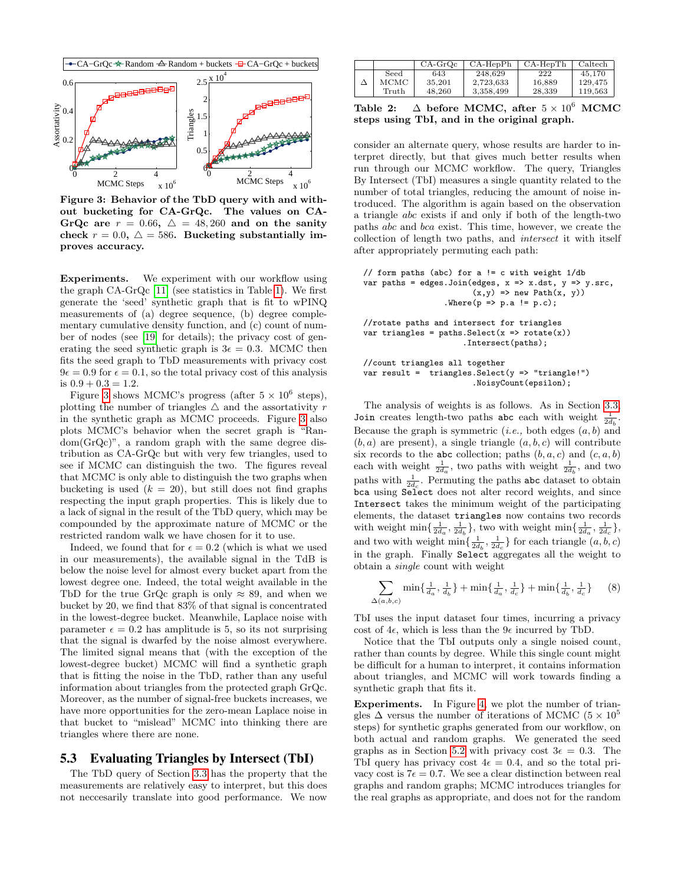Figure 3: Behavior of the TbD query with and without bucketing for CA-GrQc. The values on CA-GrQc are $r = 0.66$, $\triangle = 48,260$ and on the sanity check $r = 0.0$, $\triangle = 586$. Bucketing substantially improves accuracy.

**Experiments.** We experiment with our workflow using the graph CA-GrQc [11] (see statistics in Table 1). We first generate the 'seed' synthetic graph that is fit to wPINQ measurements of (a) degree sequence, (b) degree complementary cumulative density function, and (c) count of number of nodes (see [19] for details); the privacy cost of generating the seed synthetic graph is $3\epsilon = 0.3$. MCMC then fits the seed graph to TbD measurements with privacy cost $9\epsilon = 0.9$ for $\epsilon = 0.1$, so the total privacy cost of this analysis is $0.9 + 0.3 = 1.2$.

Figure 3 shows MCMC's progress (after $5 \times 10^6$ steps), plotting the number of triangles $\triangle$ and the assortativity $r$ in the synthetic graph as MCMC proceeds. Figure 3 also plots MCMC's behavior when the secret graph is "Random(GrQc)", a random graph with the same degree distribution as CA-GrQc but with very few triangles, used to see if MCMC can distinguish the two. The figures reveal that MCMC is only able to distinguish the two graphs when bucketing is used ($k = 20$), but still does not find graphs respecting the input graph properties. This is likely due to a lack of signal in the result of the TbD query, which may be compounded by the approximate nature of MCMC or the restricted random walk we have chosen for it to use.

Indeed, we found that for $\epsilon = 0.2$ (which is what we used in our measurements), the available signal in the TdB is below the noise level for almost every bucket apart from the lowest degree one. Indeed, the total weight available in the TbD for the true GrQc graph is only $\approx 89$, and when we bucket by 20, we find that 83% of that signal is concentrated in the lowest-degree bucket. Meanwhile, Laplace noise with parameter $\epsilon = 0.2$ has amplitude is 5, so its not surprising that the signal is dwarfed by the noise almost everywhere. The limited signal means that (with the exception of the lowest-degree bucket) MCMC will find a synthetic graph that is fitting the noise in the TbD, rather than any useful information about triangles from the protected graph GrQc. Moreover, as the number of signal-free buckets increases, we have more opportunities for the zero-mean Laplace noise in that bucket to "mislead" MCMC into thinking there are triangles where there are none.

## 5.3 Evaluating Triangles by Intersect (TbI)

The TbD query of Section 3.3 has the property that the measurements are relatively easy to interpret, but this does not neccesarily translate into good performance. We now consider an alternate query, whose results are harder to interpret directly, but that gives much better results when run through our MCMC workflow. The query, Triangles By Intersect (TbI) measures a single quantity related to the number of total triangles, reducing the amount of noise introduced. The algorithm is again based on the observation a triangle *abc* exists if and only if both of the length-two paths *abc* and *bca* exist. This time, however, we create the collection of length two paths, and *intersect* it with itself after appropriately permuting each path:

```
// form paths (abc) for a != c with weight 1/db
var paths = edges.Join(edges, x => x.dst, y => y.src,
                       (x,y) => new Path(x, y))
                 .Where(p => p.a != p.c);

//rotate paths and intersect for triangles
var triangles = paths.Select(x => rotate(x))
                     .Intersect(paths);

//count triangles all together
var result =  triangles.Select(y => "triangle!")
                       .NoisyCount(epsilon);
```

| | | CA-GrQc | CA-HepPh | CA-HepTh | Caltech |
|---|---|---|---|---|---|
| $\Delta$ | Seed | 643 | 248,629 | 222 | 45,170 |
| | MCMC | 35,201 | 2,723,633 | 16,889 | 129,475 |
| | Truth | 48,260 | 3,358,499 | 28,339 | 119,563 |

**Table 2: $\Delta$ before MCMC, after $5 \times 10^6$ MCMC steps using TbI, and in the original graph.**

The analysis of weights is as follows. As in Section 3.3, `Join` creates length-two paths `abc` each with weight $\frac{1}{2d_b}$. Because the graph is symmetric (*i.e.,* both edges $(a, b)$ and $(b, a)$ are present), a single triangle $(a, b, c)$ will contribute six records to the `abc` collection; paths $(b, a, c)$ and $(c, a, b)$ each with weight $\frac{1}{2d_a}$, two paths with weight $\frac{1}{2d_b}$, and two paths with $\frac{1}{2d_c}$. Permuting the paths `abc` dataset to obtain `bca` using `Select` does not alter record weights, and since `Intersect` takes the minimum weight of the participating elements, the dataset `triangles` now contains two records with weight $\min\{\frac{1}{2d_a}, \frac{1}{2d_b}\}$, two with weight $\min\{\frac{1}{2d_a}, \frac{1}{2d_c}\}$, and two with weight $\min\{\frac{1}{2d_b}, \frac{1}{2d_c}\}$ for each triangle $(a, b, c)$ in the graph. Finally `Select` aggregates all the weight to obtain a *single* count with weight

$$\sum_{\Delta(a,b,c)} \min\{\tfrac{1}{d_a}, \tfrac{1}{d_b}\} + \min\{\tfrac{1}{d_a}, \tfrac{1}{d_c}\} + \min\{\tfrac{1}{d_b}, \tfrac{1}{d_c}\} \qquad (8)$$

TbI uses the input dataset four times, incurring a privacy cost of $4\epsilon$, which is less than the $9\epsilon$ incurred by TbD.

Notice that the TbI outputs only a single noised count, rather than counts by degree. While this single count might be difficult for a human to interpret, it contains information about triangles, and MCMC will work towards finding a synthetic graph that fits it.

**Experiments.** In Figure 4, we plot the number of triangles $\Delta$ versus the number of iterations of MCMC ($5 \times 10^5$ steps) for synthetic graphs generated from our workflow, on both actual and random graphs. We generated the seed graphs as in Section 5.2 with privacy cost $3\epsilon = 0.3$. The TbI query has privacy cost $4\epsilon = 0.4$, and so the total privacy cost is $7\epsilon = 0.7$. We see a clear distinction between real graphs and random graphs; MCMC introduces triangles for the real graphs as appropriate, and does not for the random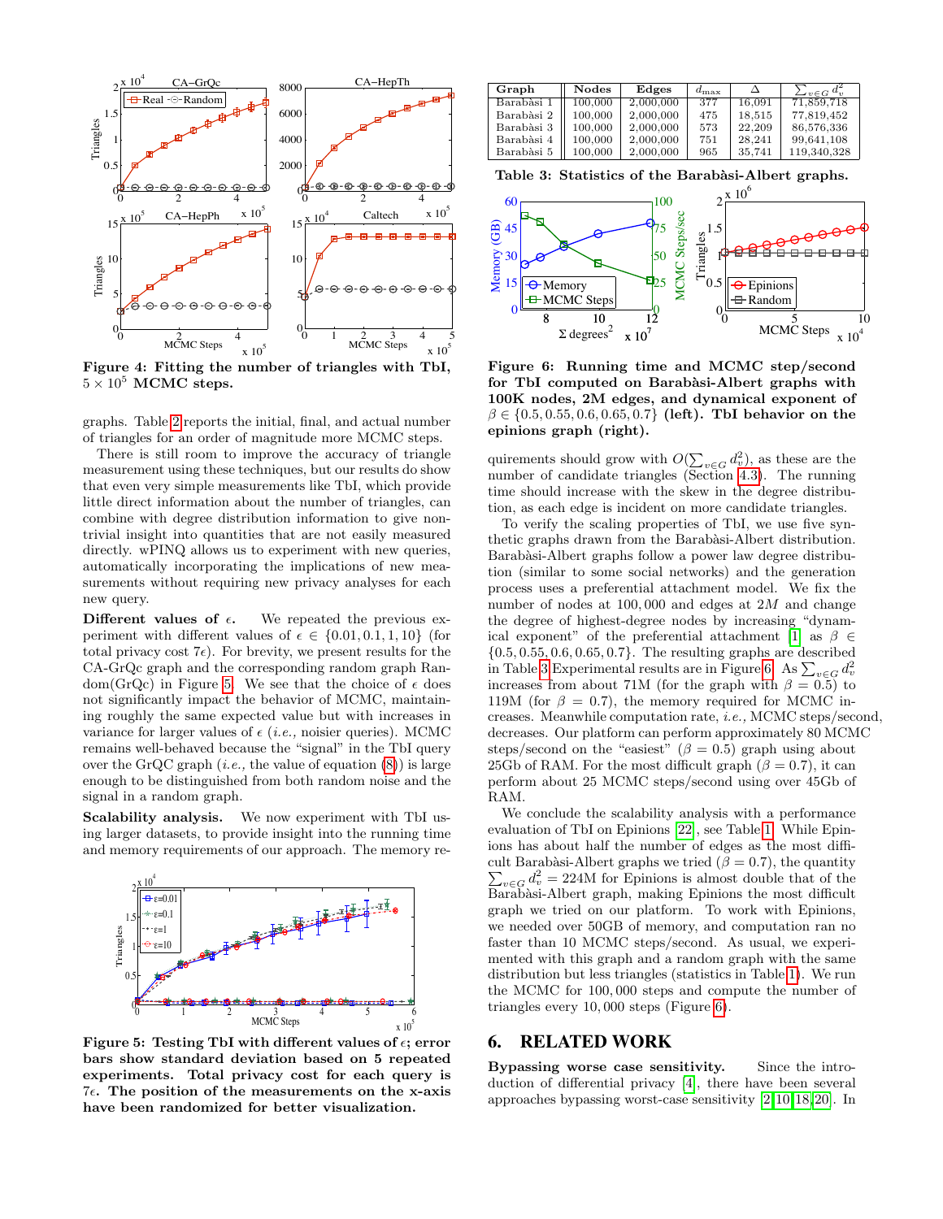Figure 4: Fitting the number of triangles with TbI, $5 \times 10^5$ MCMC steps.

graphs. Table 2 reports the initial, final, and actual number of triangles for an order of magnitude more MCMC steps.

There is still room to improve the accuracy of triangle measurement using these techniques, but our results do show that even very simple measurements like TbI, which provide little direct information about the number of triangles, can combine with degree distribution information to give non-trivial insight into quantities that are not easily measured directly. wPINQ allows us to experiment with new queries, automatically incorporating the implications of new measurements without requiring new privacy analyses for each new query.

**Different values of $\epsilon$.** We repeated the previous experiment with different values of $\epsilon \in \{0.01, 0.1, 1, 10\}$ (for total privacy cost $7\epsilon$). For brevity, we present results for the CA-GrQc graph and the corresponding random graph Random(GrQc) in Figure 5. We see that the choice of $\epsilon$ does not significantly impact the behavior of MCMC, maintaining roughly the same expected value but with increases in variance for larger values of $\epsilon$ (*i.e.,* noisier queries). MCMC remains well-behaved because the "signal" in the TbI query over the GrQC graph (*i.e.,* the value of equation (8)) is large enough to be distinguished from both random noise and the signal in a random graph.

**Scalability analysis.** We now experiment with TbI using larger datasets, to provide insight into the running time and memory requirements of our approach. The memory requirements should grow with $O(\sum_{v \in G} d_v^2)$, as these are the number of candidate triangles (Section 4.3). The running time should increase with the skew in the degree distribution, as each edge is incident on more candidate triangles.

Figure 5: Testing TbI with different values of $\epsilon$; error bars show standard deviation based on 5 repeated experiments. Total privacy cost for each query is $7\epsilon$. The position of the measurements on the x-axis have been randomized for better visualization.

| Graph | Nodes | Edges | $d_{\max}$ | $\Delta$ | $\sum_{v \in G} d_v^2$ |
|---|---|---|---|---|---|
| Barabàsi 1 | 100,000 | 2,000,000 | 377 | 16,091 | 71,859,718 |
| Barabàsi 2 | 100,000 | 2,000,000 | 475 | 18,515 | 77,819,452 |
| Barabàsi 3 | 100,000 | 2,000,000 | 573 | 22,209 | 86,576,336 |
| Barabàsi 4 | 100,000 | 2,000,000 | 751 | 28,241 | 99,641,108 |
| Barabàsi 5 | 100,000 | 2,000,000 | 965 | 35,741 | 119,340,328 |

Table 3: Statistics of the Barabàsi-Albert graphs.

Figure 6: Running time and MCMC step/second for TbI computed on Barabàsi-Albert graphs with 100K nodes, 2M edges, and dynamical exponent of $\beta \in \{0.5, 0.55, 0.6, 0.65, 0.7\}$ (left). TbI behavior on the epinions graph (right).

To verify the scaling properties of TbI, we use five synthetic graphs drawn from the Barabàsi-Albert distribution. Barabàsi-Albert graphs follow a power law degree distribution (similar to some social networks) and the generation process uses a preferential attachment model. We fix the number of nodes at 100,000 and edges at $2M$ and change the degree of highest-degree nodes by increasing "dynamical exponent" of the preferential attachment [1] as $\beta \in \{0.5, 0.55, 0.6, 0.65, 0.7\}$. The resulting graphs are described in Table 3. Experimental results are in Figure 6. As $\sum_{v \in G} d_v^2$ increases from about 71M (for the graph with $\beta = 0.5$) to 119M (for $\beta = 0.7$), the memory required for MCMC increases. Meanwhile computation rate, *i.e.,* MCMC steps/second, decreases. Our platform can perform approximately 80 MCMC steps/second on the "easiest" ($\beta = 0.5$) graph using about 25Gb of RAM. For the most difficult graph ($\beta = 0.7$), it can perform about 25 MCMC steps/second using over 45Gb of RAM.

We conclude the scalability analysis with a performance evaluation of TbI on Epinions [22], see Table 1. While Epinions has about half the number of edges as the most difficult Barabàsi-Albert graphs we tried ($\beta = 0.7$), the quantity $\sum_{v \in G} d_v^2 = 224$M for Epinions is almost double that of the Barabàsi-Albert graph, making Epinions the most difficult graph we tried on our platform. To work with Epinions, we needed over 50GB of memory, and computation ran no faster than 10 MCMC steps/second. As usual, we experimented with this graph and a random graph with the same distribution but less triangles (statistics in Table 1). We run the MCMC for 100,000 steps and compute the number of triangles every 10,000 steps (Figure 6).

## 6. RELATED WORK

**Bypassing worse case sensitivity.** Since the introduction of differential privacy [4], there have been several approaches bypassing worst-case sensitivity [2,10,18,20]. In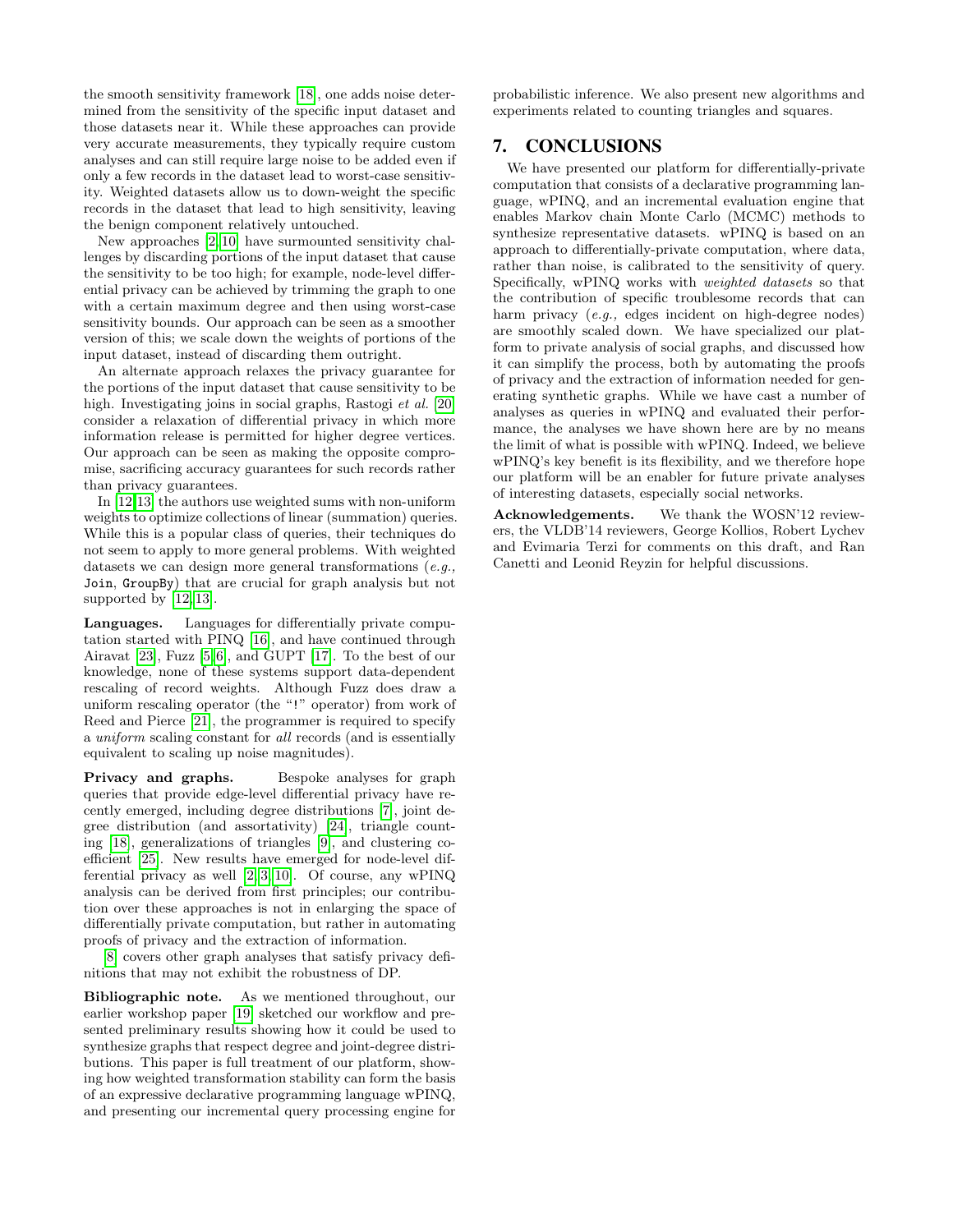the smooth sensitivity framework [18], one adds noise determined from the sensitivity of the specific input dataset and those datasets near it. While these approaches can provide very accurate measurements, they typically require custom analyses and can still require large noise to be added even if only a few records in the dataset lead to worst-case sensitivity. Weighted datasets allow us to down-weight the specific records in the dataset that lead to high sensitivity, leaving the benign component relatively untouched.

New approaches [2,10] have surmounted sensitivity challenges by discarding portions of the input dataset that cause the sensitivity to be too high; for example, node-level differential privacy can be achieved by trimming the graph to one with a certain maximum degree and then using worst-case sensitivity bounds. Our approach can be seen as a smoother version of this; we scale down the weights of portions of the input dataset, instead of discarding them outright.

An alternate approach relaxes the privacy guarantee for the portions of the input dataset that cause sensitivity to be high. Investigating joins in social graphs, Rastogi *et al.* [20] consider a relaxation of differential privacy in which more information release is permitted for higher degree vertices. Our approach can be seen as making the opposite compromise, sacrificing accuracy guarantees for such records rather than privacy guarantees.

In [12,13] the authors use weighted sums with non-uniform weights to optimize collections of linear (summation) queries. While this is a popular class of queries, their techniques do not seem to apply to more general problems. With weighted datasets we can design more general transformations (*e.g.,* `Join`, `GroupBy`) that are crucial for graph analysis but not supported by [12,13].

**Languages.** Languages for differentially private computation started with PINQ [16], and have continued through Airavat [23], Fuzz [5,6], and GUPT [17]. To the best of our knowledge, none of these systems support data-dependent rescaling of record weights. Although Fuzz does draw a uniform rescaling operator (the "`!`" operator) from work of Reed and Pierce [21], the programmer is required to specify a *uniform* scaling constant for *all* records (and is essentially equivalent to scaling up noise magnitudes).

**Privacy and graphs.** Bespoke analyses for graph queries that provide edge-level differential privacy have recently emerged, including degree distributions [7], joint degree distribution (and assortativity) [24], triangle counting [18], generalizations of triangles [9], and clustering coefficient [25]. New results have emerged for node-level differential privacy as well [2,3,10]. Of course, any wPINQ analysis can be derived from first principles; our contribution over these approaches is not in enlarging the space of differentially private computation, but rather in automating proofs of privacy and the extraction of information.

[8] covers other graph analyses that satisfy privacy definitions that may not exhibit the robustness of DP.

**Bibliographic note.** As we mentioned throughout, our earlier workshop paper [19] sketched our workflow and presented preliminary results showing how it could be used to synthesize graphs that respect degree and joint-degree distributions. This paper is full treatment of our platform, showing how weighted transformation stability can form the basis of an expressive declarative programming language wPINQ, and presenting our incremental query processing engine for probabilistic inference. We also present new algorithms and experiments related to counting triangles and squares.

## 7. CONCLUSIONS

We have presented our platform for differentially-private computation that consists of a declarative programming language, wPINQ, and an incremental evaluation engine that enables Markov chain Monte Carlo (MCMC) methods to synthesize representative datasets. wPINQ is based on an approach to differentially-private computation, where data, rather than noise, is calibrated to the sensitivity of query. Specifically, wPINQ works with *weighted datasets* so that the contribution of specific troublesome records that can harm privacy (*e.g.,* edges incident on high-degree nodes) are smoothly scaled down. We have specialized our platform to private analysis of social graphs, and discussed how it can simplify the process, both by automating the proofs of privacy and the extraction of information needed for generating synthetic graphs. While we have cast a number of analyses as queries in wPINQ and evaluated their performance, the analyses we have shown here are by no means the limit of what is possible with wPINQ. Indeed, we believe wPINQ's key benefit is its flexibility, and we therefore hope our platform will be an enabler for future private analyses of interesting datasets, especially social networks.

**Acknowledgements.** We thank the WOSN'12 reviewers, the VLDB'14 reviewers, George Kollios, Robert Lychev and Evimaria Terzi for comments on this draft, and Ran Canetti and Leonid Reyzin for helpful discussions.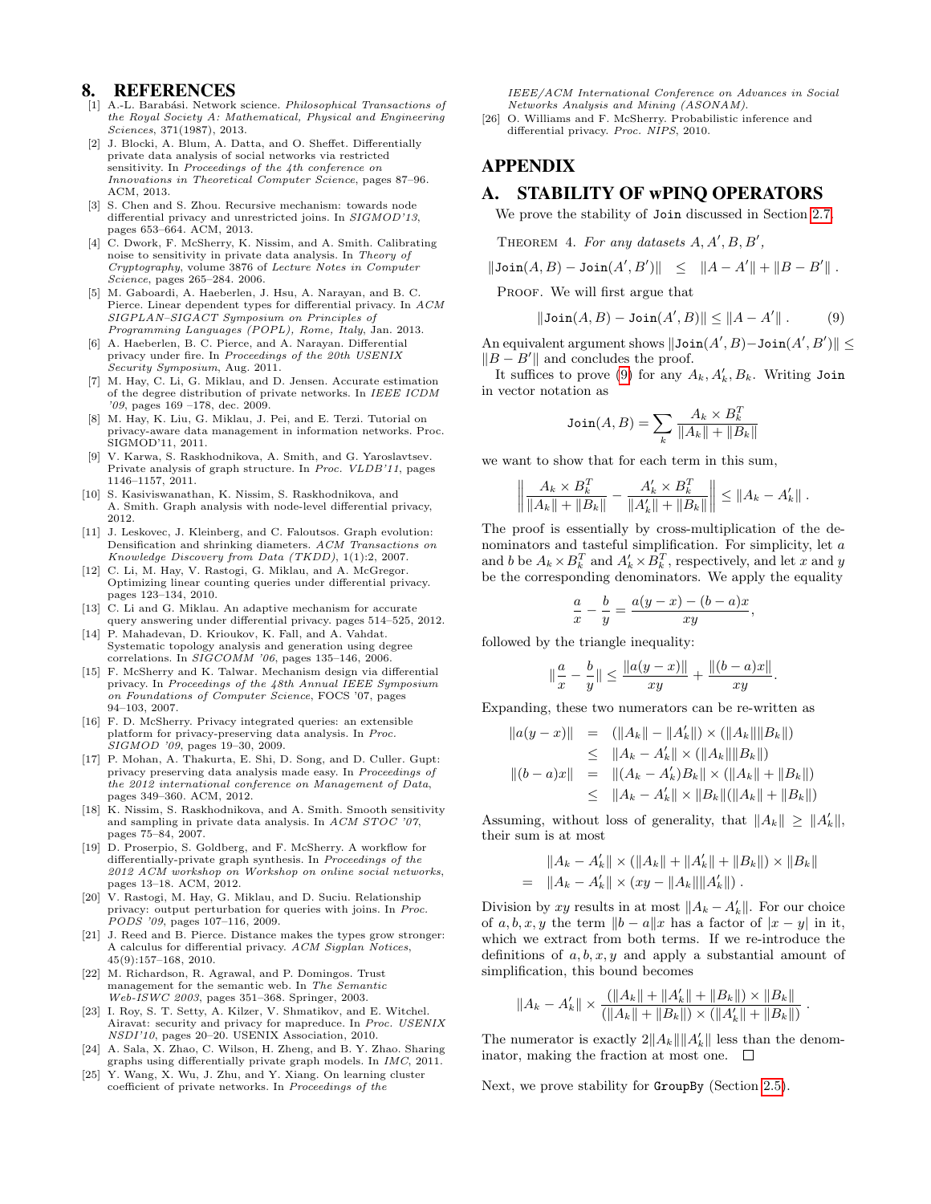# 8. REFERENCES

[1] A.-L. Barabási. Network science. *Philosophical Transactions of the Royal Society A: Mathematical, Physical and Engineering Sciences*, 371(1987), 2013.

[2] J. Blocki, A. Blum, A. Datta, and O. Sheffet. Differentially private data analysis of social networks via restricted sensitivity. In *Proceedings of the 4th conference on Innovations in Theoretical Computer Science*, pages 87–96. ACM, 2013.

[3] S. Chen and S. Zhou. Recursive mechanism: towards node differential privacy and unrestricted joins. In *SIGMOD'13*, pages 653–664. ACM, 2013.

[4] C. Dwork, F. McSherry, K. Nissim, and A. Smith. Calibrating noise to sensitivity in private data analysis. In *Theory of Cryptography*, volume 3876 of *Lecture Notes in Computer Science*, pages 265–284. 2006.

[5] M. Gaboardi, A. Haeberlen, J. Hsu, A. Narayan, and B. C. Pierce. Linear dependent types for differential privacy. In *ACM SIGPLAN–SIGACT Symposium on Principles of Programming Languages (POPL), Rome, Italy*, Jan. 2013.

[6] A. Haeberlen, B. C. Pierce, and A. Narayan. Differential privacy under fire. In *Proceedings of the 20th USENIX Security Symposium*, Aug. 2011.

[7] M. Hay, C. Li, G. Miklau, and D. Jensen. Accurate estimation of the degree distribution of private networks. In *IEEE ICDM '09*, pages 169 –178, dec. 2009.

[8] M. Hay, K. Liu, G. Miklau, J. Pei, and E. Terzi. Tutorial on privacy-aware data management in information networks. Proc. SIGMOD'11, 2011.

[9] V. Karwa, S. Raskhodnikova, A. Smith, and G. Yaroslavtsev. Private analysis of graph structure. In *Proc. VLDB'11*, pages 1146–1157, 2011.

[10] S. Kasiviswanathan, K. Nissim, S. Raskhodnikova, and A. Smith. Graph analysis with node-level differential privacy, 2012.

[11] J. Leskovec, J. Kleinberg, and C. Faloutsos. Graph evolution: Densification and shrinking diameters. *ACM Transactions on Knowledge Discovery from Data (TKDD)*, 1(1):2, 2007.

[12] C. Li, M. Hay, V. Rastogi, G. Miklau, and A. McGregor. Optimizing linear counting queries under differential privacy. pages 123–134, 2010.

[13] C. Li and G. Miklau. An adaptive mechanism for accurate query answering under differential privacy. pages 514–525, 2012.

[14] P. Mahadevan, D. Krioukov, K. Fall, and A. Vahdat. Systematic topology analysis and generation using degree correlations. In *SIGCOMM '06*, pages 135–146, 2006.

[15] F. McSherry and K. Talwar. Mechanism design via differential privacy. In *Proceedings of the 48th Annual IEEE Symposium on Foundations of Computer Science*, FOCS '07, pages 94–103, 2007.

[16] F. D. McSherry. Privacy integrated queries: an extensible platform for privacy-preserving data analysis. In *Proc. SIGMOD '09*, pages 19–30, 2009.

[17] P. Mohan, A. Thakurta, E. Shi, D. Song, and D. Culler. Gupt: privacy preserving data analysis made easy. In *Proceedings of the 2012 international conference on Management of Data*, pages 349–360. ACM, 2012.

[18] K. Nissim, S. Raskhodnikova, and A. Smith. Smooth sensitivity and sampling in private data analysis. In *ACM STOC '07*, pages 75–84, 2007.

[19] D. Proserpio, S. Goldberg, and F. McSherry. A workflow for differentially-private graph synthesis. In *Proceedings of the 2012 ACM workshop on Workshop on online social networks*, pages 13–18. ACM, 2012.

[20] V. Rastogi, M. Hay, G. Miklau, and D. Suciu. Relationship privacy: output perturbation for queries with joins. In *Proc. PODS '09*, pages 107–116, 2009.

[21] J. Reed and B. Pierce. Distance makes the types grow stronger: A calculus for differential privacy. *ACM Sigplan Notices*, 45(9):157–168, 2010.

[22] M. Richardson, R. Agrawal, and P. Domingos. Trust management for the semantic web. In *The Semantic Web-ISWC 2003*, pages 351–368. Springer, 2003.

[23] I. Roy, S. T. Setty, A. Kilzer, V. Shmatikov, and E. Witchel. Airavat: security and privacy for mapreduce. In *Proc. USENIX NSDI'10*, pages 20–20. USENIX Association, 2010.

[24] A. Sala, X. Zhao, C. Wilson, H. Zheng, and B. Y. Zhao. Sharing graphs using differentially private graph models. In *IMC*, 2011.

[25] Y. Wang, X. Wu, J. Zhu, and Y. Xiang. On learning cluster coefficient of private networks. In *Proceedings of the IEEE/ACM International Conference on Advances in Social Networks Analysis and Mining (ASONAM)*.

[26] O. Williams and F. McSherry. Probabilistic inference and differential privacy. *Proc. NIPS*, 2010.

# APPENDIX

# A. STABILITY OF wPINQ OPERATORS

We prove the stability of `Join` discussed in Section 2.7.

THEOREM 4. *For any datasets $A, A', B, B'$,*

$$\|\texttt{Join}(A,B) - \texttt{Join}(A',B')\| \quad \leq \quad \|A - A'\| + \|B - B'\| \,.$$

PROOF. We will first argue that

$$\|\texttt{Join}(A,B) - \texttt{Join}(A',B)\| \leq \|A - A'\| \,. \tag{9}$$

An equivalent argument shows $\|\texttt{Join}(A',B) - \texttt{Join}(A',B')\| \leq \|B - B'\|$ and concludes the proof.

It suffices to prove (9) for any $A_k, A'_k, B_k$. Writing `Join` in vector notation as

$$\texttt{Join}(A,B) = \sum_k \frac{A_k \times B_k^T}{\|A_k\| + \|B_k\|}$$

we want to show that for each term in this sum,

$$\left\| \frac{A_k \times B_k^T}{\|A_k\| + \|B_k\|} - \frac{A'_k \times B_k^T}{\|A'_k\| + \|B_k\|} \right\| \leq \|A_k - A'_k\| \,.$$

The proof is essentially by cross-multiplication of the denominators and tasteful simplification. For simplicity, let $a$ and $b$ be $A_k \times B_k^T$ and $A'_k \times B_k^T$, respectively, and let $x$ and $y$ be the corresponding denominators. We apply the equality

$$\frac{a}{x} - \frac{b}{y} = \frac{a(y-x) - (b-a)x}{xy},$$

followed by the triangle inequality:

$$\|\frac{a}{x} - \frac{b}{y}\| \leq \frac{\|a(y-x)\|}{xy} + \frac{\|(b-a)x\|}{xy}.$$

Expanding, these two numerators can be re-written as

$$\begin{aligned}
\|a(y-x)\| &= (\|A_k\| - \|A'_k\|) \times (\|A_k\|\|B_k\|) \\
&\leq \|A_k - A'_k\| \times (\|A_k\|\|B_k\|) \\
\|(b-a)x\| &= \|(A_k - A'_k)B_k\| \times (\|A_k\| + \|B_k\|) \\
&\leq \|A_k - A'_k\| \times \|B_k\|(\|A_k\| + \|B_k\|)
\end{aligned}$$

Assuming, without loss of generality, that $\|A_k\| \geq \|A'_k\|$, their sum is at most

$$\begin{aligned}
& \|A_k - A'_k\| \times (\|A_k\| + \|A'_k\| + \|B_k\|) \times \|B_k\| \\
= \; & \|A_k - A'_k\| \times (xy - \|A_k\|\|A'_k\|) \,.
\end{aligned}$$

Division by $xy$ results in at most $\|A_k - A'_k\|$. For our choice of $a, b, x, y$ the term $\|b - a\|x$ has a factor of $|x - y|$ in it, which we extract from both terms. If we re-introduce the definitions of $a, b, x, y$ and apply a substantial amount of simplification, this bound becomes

$$\|A_k - A'_k\| \times \frac{(\|A_k\| + \|A'_k\| + \|B_k\|) \times \|B_k\|}{(\|A_k\| + \|B_k\|) \times (\|A'_k\| + \|B_k\|)} \,.$$

The numerator is exactly $2\|A_k\|\|A'_k\|$ less than the denominator, making the fraction at most one. □

Next, we prove stability for `GroupBy` (Section 2.5).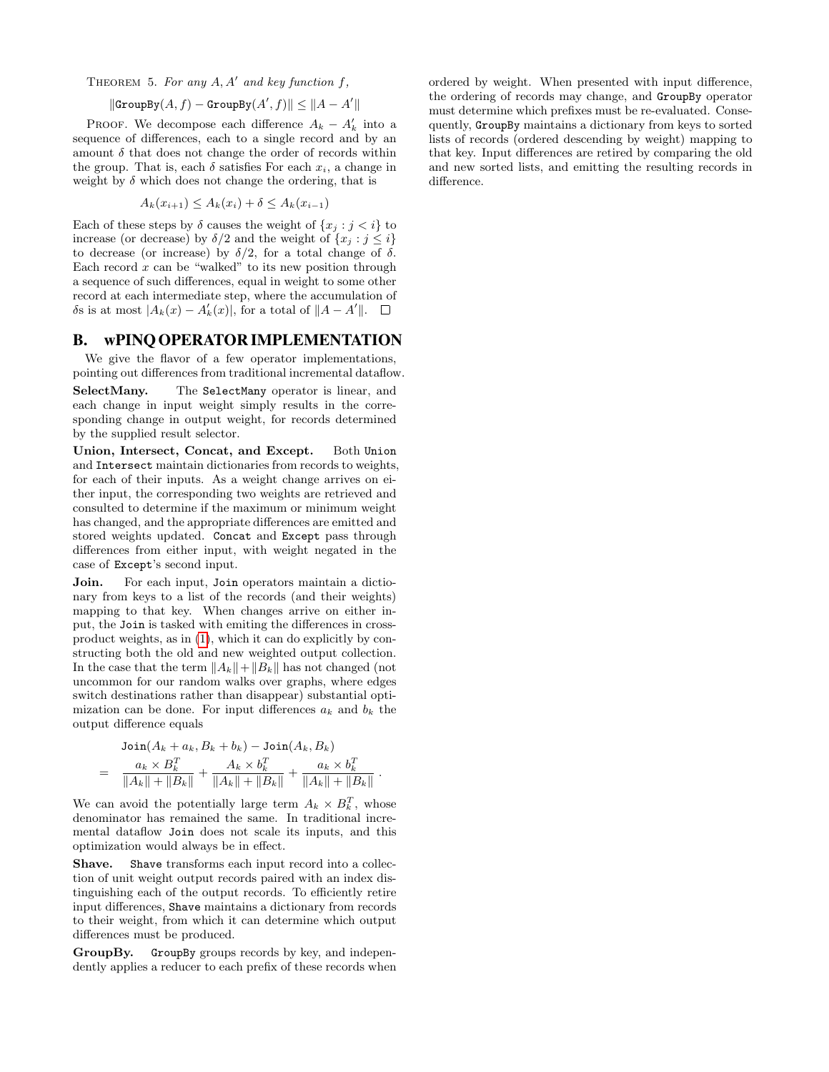THEOREM 5. *For any $A, A'$ and key function $f$,*

$$\|\texttt{GroupBy}(A, f) - \texttt{GroupBy}(A', f)\| \leq \|A - A'\|$$

PROOF. We decompose each difference $A_k - A'_k$ into a sequence of differences, each to a single record and by an amount $\delta$ that does not change the order of records within the group. That is, each $\delta$ satisfies For each $x_i$, a change in weight by $\delta$ which does not change the ordering, that is

$$A_k(x_{i+1}) \leq A_k(x_i) + \delta \leq A_k(x_{i-1})$$

Each of these steps by $\delta$ causes the weight of $\{x_j : j < i\}$ to increase (or decrease) by $\delta/2$ and the weight of $\{x_j : j \leq i\}$ to decrease (or increase) by $\delta/2$, for a total change of $\delta$. Each record $x$ can be "walked" to its new position through a sequence of such differences, equal in weight to some other record at each intermediate step, where the accumulation of $\delta$s is at most $|A_k(x) - A'_k(x)|$, for a total of $\|A - A'\|$. □

# B. wPINQ OPERATOR IMPLEMENTATION

We give the flavor of a few operator implementations, pointing out differences from traditional incremental dataflow.

**SelectMany.** The `SelectMany` operator is linear, and each change in input weight simply results in the corresponding change in output weight, for records determined by the supplied result selector.

**Union, Intersect, Concat, and Except.** Both `Union` and `Intersect` maintain dictionaries from records to weights, for each of their inputs. As a weight change arrives on either input, the corresponding two weights are retrieved and consulted to determine if the maximum or minimum weight has changed, and the appropriate differences are emitted and stored weights updated. `Concat` and `Except` pass through differences from either input, with weight negated in the case of `Except`'s second input.

**Join.** For each input, `Join` operators maintain a dictionary from keys to a list of the records (and their weights) mapping to that key. When changes arrive on either input, the `Join` is tasked with emiting the differences in cross-product weights, as in (1), which it can do explicitly by constructing both the old and new weighted output collection. In the case that the term $\|A_k\| + \|B_k\|$ has not changed (not uncommon for our random walks over graphs, where edges switch destinations rather than disappear) substantial optimization can be done. For input differences $a_k$ and $b_k$ the output difference equals

$$\begin{aligned}
& \texttt{Join}(A_k + a_k, B_k + b_k) - \texttt{Join}(A_k, B_k) \\
= \; & \frac{a_k \times B_k^T}{\|A_k\| + \|B_k\|} + \frac{A_k \times b_k^T}{\|A_k\| + \|B_k\|} + \frac{a_k \times b_k^T}{\|A_k\| + \|B_k\|} \,.
\end{aligned}$$

We can avoid the potentially large term $A_k \times B_k^T$, whose denominator has remained the same. In traditional incremental dataflow `Join` does not scale its inputs, and this optimization would always be in effect.

**Shave.** `Shave` transforms each input record into a collection of unit weight output records paired with an index distinguishing each of the output records. To efficiently retire input differences, `Shave` maintains a dictionary from records to their weight, from which it can determine which output differences must be produced.

**GroupBy.** `GroupBy` groups records by key, and independently applies a reducer to each prefix of these records when ordered by weight. When presented with input difference, the ordering of records may change, and `GroupBy` operator must determine which prefixes must be re-evaluated. Consequently, `GroupBy` maintains a dictionary from keys to sorted lists of records (ordered descending by weight) mapping to that key. Input differences are retired by comparing the old and new sorted lists, and emitting the resulting records in difference.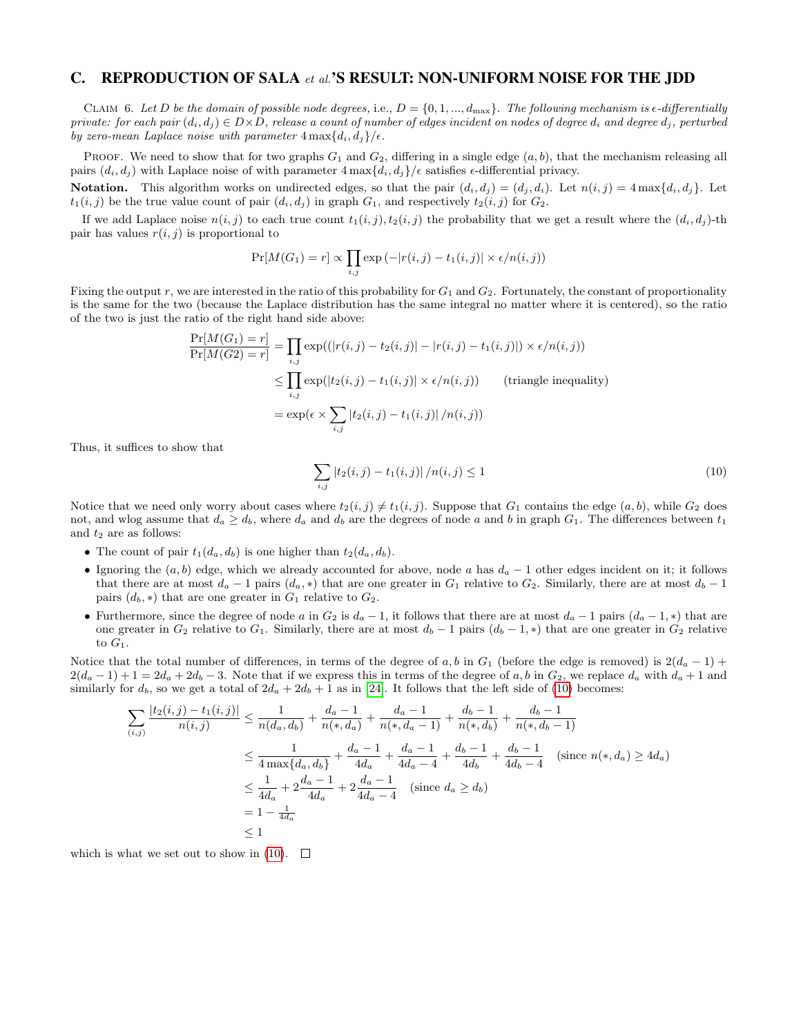## C. REPRODUCTION OF SALA *et al.*'S RESULT: NON-UNIFORM NOISE FOR THE JDD

CLAIM 6. *Let $D$ be the domain of possible node degrees,* i.e., *$D = \{0, 1, ..., d_{\max}\}$. The following mechanism is $\epsilon$-differentially private: for each pair $(d_i, d_j) \in D \times D$, release a count of number of edges incident on nodes of degree $d_i$ and degree $d_j$, perturbed by zero-mean Laplace noise with parameter $4\max\{d_i, d_j\}/\epsilon$.*

PROOF. We need to show that for two graphs $G_1$ and $G_2$, differing in a single edge $(a, b)$, that the mechanism releasing all pairs $(d_i, d_j)$ with Laplace noise of with parameter $4\max\{d_i, d_j\}/\epsilon$ satisfies $\epsilon$-differential privacy.

**Notation.** This algorithm works on undirected edges, so that the pair $(d_i, d_j) = (d_j, d_i)$. Let $n(i, j) = 4\max\{d_i, d_j\}$. Let $t_1(i, j)$ be the true value count of pair $(d_i, d_j)$ in graph $G_1$, and respectively $t_2(i, j)$ for $G_2$.

If we add Laplace noise $n(i, j)$ to each true count $t_1(i, j), t_2(i, j)$ the probability that we get a result where the $(d_i, d_j)$-th pair has values $r(i, j)$ is proportional to

$$\Pr[M(G_1) = r] \propto \prod_{i,j} \exp\left(-|r(i, j) - t_1(i, j)| \times \epsilon/n(i, j)\right)$$

Fixing the output $r$, we are interested in the ratio of this probability for $G_1$ and $G_2$. Fortunately, the constant of proportionality is the same for the two (because the Laplace distribution has the same integral no matter where it is centered), so the ratio of the two is just the ratio of the right hand side above:

$$\begin{aligned}
\frac{\Pr[M(G_1) = r]}{\Pr[M(G2) = r]} &= \prod_{i,j} \exp((|r(i, j) - t_2(i, j)| - |r(i, j) - t_1(i, j)|) \times \epsilon/n(i, j)) \\
&\leq \prod_{i,j} \exp(|t_2(i, j) - t_1(i, j)| \times \epsilon/n(i, j)) \qquad \text{(triangle inequality)} \\
&= \exp(\epsilon \times \sum_{i,j} |t_2(i, j) - t_1(i, j)| / n(i, j))
\end{aligned}$$

Thus, it suffices to show that

$$\sum_{i,j} |t_2(i, j) - t_1(i, j)| / n(i, j) \leq 1 \tag{10}$$

Notice that we need only worry about cases where $t_2(i, j) \neq t_1(i, j)$. Suppose that $G_1$ contains the edge $(a, b)$, while $G_2$ does not, and wlog assume that $d_a \geq d_b$, where $d_a$ and $d_b$ are the degrees of node $a$ and $b$ in graph $G_1$. The differences between $t_1$ and $t_2$ are as follows:

- The count of pair $t_1(d_a, d_b)$ is one higher than $t_2(d_a, d_b)$.
- Ignoring the $(a, b)$ edge, which we already accounted for above, node $a$ has $d_a - 1$ other edges incident on it; it follows that there are at most $d_a - 1$ pairs $(d_a, *)$ that are one greater in $G_1$ relative to $G_2$. Similarly, there are at most $d_b - 1$ pairs $(d_b, *)$ that are one greater in $G_1$ relative to $G_2$.
- Furthermore, since the degree of node $a$ in $G_2$ is $d_a - 1$, it follows that there are at most $d_a - 1$ pairs $(d_a - 1, *)$ that are one greater in $G_2$ relative to $G_1$. Similarly, there are at most $d_b - 1$ pairs $(d_b - 1, *)$ that are one greater in $G_2$ relative to $G_1$.

Notice that the total number of differences, in terms of the degree of $a, b$ in $G_1$ (before the edge is removed) is $2(d_a - 1) + 2(d_a - 1) + 1 = 2d_a + 2d_b - 3$. Note that if we express this in terms of the degree of $a, b$ in $G_2$, we replace $d_a$ with $d_a + 1$ and similarly for $d_b$, so we get a total of $2d_a + 2d_b + 1$ as in [24]. It follows that the left side of (10) becomes:

$$\begin{aligned}
\sum_{(i,j)} \frac{|t_2(i, j) - t_1(i, j)|}{n(i, j)} &\leq \frac{1}{n(d_a, d_b)} + \frac{d_a - 1}{n(*, d_a)} + \frac{d_a - 1}{n(*, d_a - 1)} + \frac{d_b - 1}{n(*, d_b)} + \frac{d_b - 1}{n(*, d_b - 1)} \\
&\leq \frac{1}{4\max\{d_a, d_b\}} + \frac{d_a - 1}{4d_a} + \frac{d_a - 1}{4d_a - 4} + \frac{d_b - 1}{4d_b} + \frac{d_b - 1}{4d_b - 4} \quad \text{(since } n(*, d_a) \geq 4d_a\text{)} \\
&\leq \frac{1}{4d_a} + 2\frac{d_a - 1}{4d_a} + 2\frac{d_a - 1}{4d_a - 4} \quad \text{(since } d_a \geq d_b\text{)} \\
&= 1 - \tfrac{1}{4d_a} \\
&\leq 1
\end{aligned}$$

which is what we set out to show in (10). □